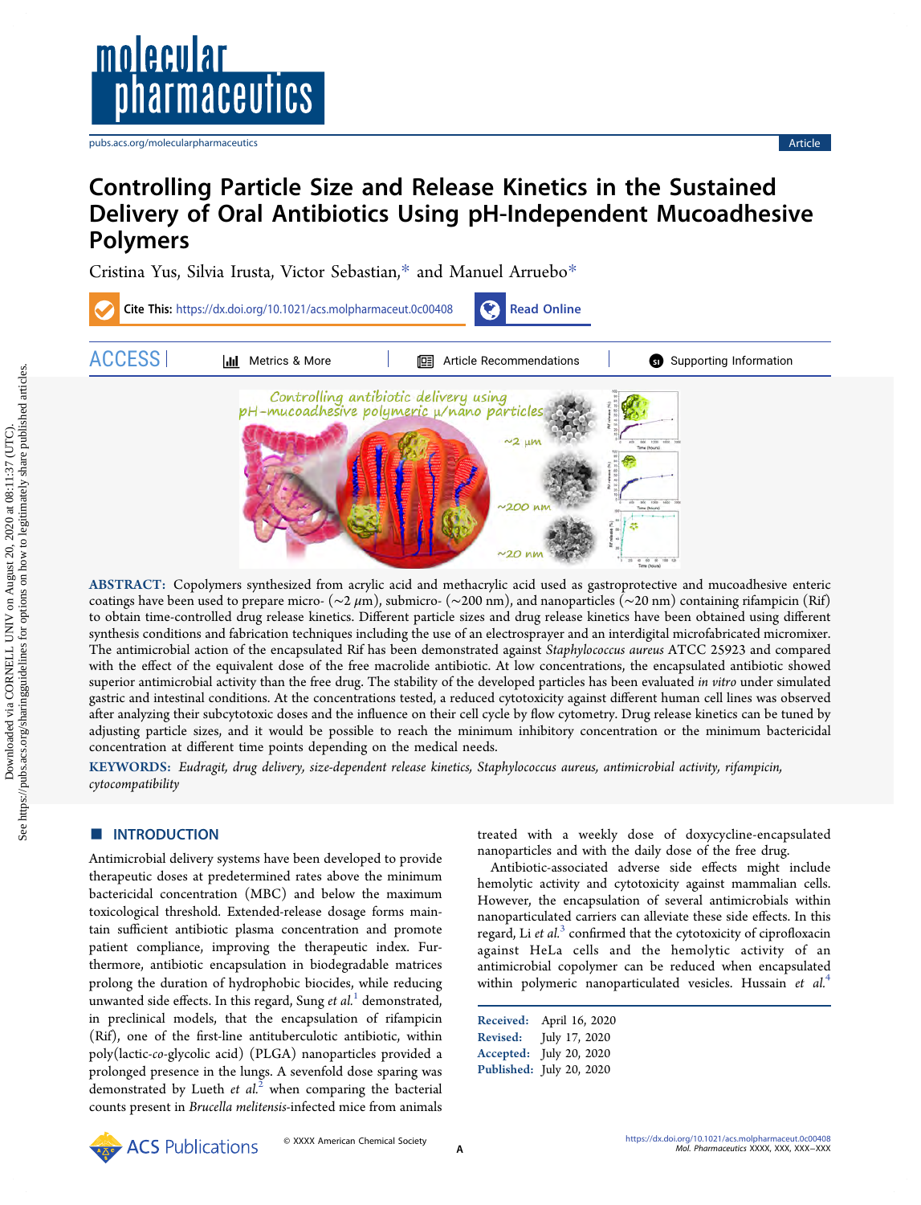# Controlling Particle Size and Release Kinetics in the Sustained Delivery of Oral Antibiotics Using pH-Independent Mucoadhesive Polymers

Cristina Yus, Silvia Irusta, Victor Sebastian,* and Manuel Arruebo*

**ABSTRACT:** Copolymers synthesized from acrylic acid and methacrylic acid used as gastroprotective and mucoadhesive enteric coatings have been used to prepare micro- (∼2 μm), submicro- (∼200 nm), and nanoparticles (∼20 nm) containing rifampicin (Rif) to obtain time-controlled drug release kinetics. Different particle sizes and drug release kinetics have been obtained using different synthesis conditions and fabrication techniques including the use of an electrosprayer and an interdigital microfabricated micromixer. The antimicrobial action of the encapsulated Rif has been demonstrated against *Staphylococcus aureus* ATCC 25923 and compared with the effect of the equivalent dose of the free macrolide antibiotic. At low concentrations, the encapsulated antibiotic showed superior antimicrobial activity than the free drug. The stability of the developed particles has been evaluated *in vitro* under simulated gastric and intestinal conditions. At the concentrations tested, a reduced cytotoxicity against different human cell lines was observed after analyzing their subcytotoxic doses and the influence on their cell cycle by flow cytometry. Drug release kinetics can be tuned by adjusting particle sizes, and it would be possible to reach the minimum inhibitory concentration or the minimum bactericidal concentration at different time points depending on the medical needs.

**KEYWORDS:** *Eudragit, drug delivery, size-dependent release kinetics, Staphylococcus aureus, antimicrobial activity, rifampicin, cytocompatibility*

## INTRODUCTION

Antimicrobial delivery systems have been developed to provide therapeutic doses at predetermined rates above the minimum bactericidal concentration (MBC) and below the maximum toxicological threshold. Extended-release dosage forms maintain sufficient antibiotic plasma concentration and promote patient compliance, improving the therapeutic index. Furthermore, antibiotic encapsulation in biodegradable matrices prolong the duration of hydrophobic biocides, while reducing unwanted side effects. In this regard, Sung *et al.*[1] demonstrated, in preclinical models, that the encapsulation of rifampicin (Rif), one of the first-line antituberculotic antibiotic, within poly(lactic-*co*-glycolic acid) (PLGA) nanoparticles provided a prolonged presence in the lungs. A sevenfold dose sparing was demonstrated by Lueth *et al.*[2] when comparing the bacterial counts present in *Brucella melitensis*-infected mice from animals treated with a weekly dose of doxycycline-encapsulated nanoparticles and with the daily dose of the free drug.

Antibiotic-associated adverse side effects might include hemolytic activity and cytotoxicity against mammalian cells. However, the encapsulation of several antimicrobials within nanoparticulated carriers can alleviate these side effects. In this regard, Li *et al.*[3] confirmed that the cytotoxicity of ciprofloxacin against HeLa cells and the hemolytic activity of an antimicrobial copolymer can be reduced when encapsulated within polymeric nanoparticulated vesicles. Hussain *et al.*[4]

Received: April 16, 2020
Revised: July 17, 2020
Accepted: July 20, 2020
Published: July 20, 2020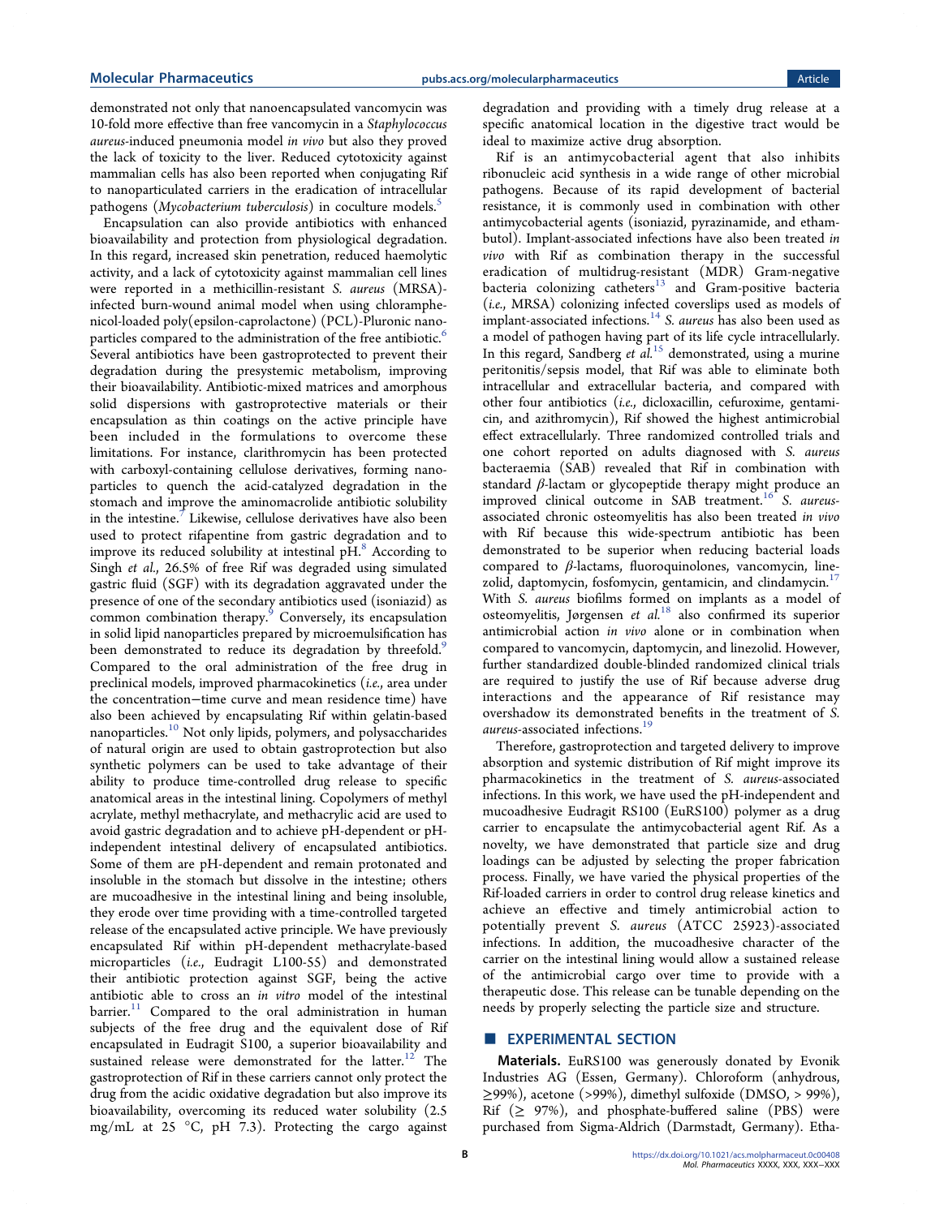demonstrated not only that nanoencapsulated vancomycin was 10-fold more effective than free vancomycin in a *Staphylococcus aureus*-induced pneumonia model *in vivo* but also they proved the lack of toxicity to the liver. Reduced cytotoxicity against mammalian cells has also been reported when conjugating Rif to nanoparticulated carriers in the eradication of intracellular pathogens (*Mycobacterium tuberculosis*) in coculture models.[5]

Encapsulation can also provide antibiotics with enhanced bioavailability and protection from physiological degradation. In this regard, increased skin penetration, reduced haemolytic activity, and a lack of cytotoxicity against mammalian cell lines were reported in a methicillin-resistant *S. aureus* (MRSA)-infected burn-wound animal model when using chloramphenicol-loaded poly(epsilon-caprolactone) (PCL)-Pluronic nanoparticles compared to the administration of the free antibiotic.[6] Several antibiotics have been gastroprotected to prevent their degradation during the presystemic metabolism, improving their bioavailability. Antibiotic-mixed matrices and amorphous solid dispersions with gastroprotective materials or their encapsulation as thin coatings on the active principle have been included in the formulations to overcome these limitations. For instance, clarithromycin has been protected with carboxyl-containing cellulose derivatives, forming nanoparticles to quench the acid-catalyzed degradation in the stomach and improve the aminomacrolide antibiotic solubility in the intestine.[7] Likewise, cellulose derivatives have also been used to protect rifapentine from gastric degradation and to improve its reduced solubility at intestinal pH.[8] According to Singh *et al.*, 26.5% of free Rif was degraded using simulated gastric fluid (SGF) with its degradation aggravated under the presence of one of the secondary antibiotics used (isoniazid) as common combination therapy.[9] Conversely, its encapsulation in solid lipid nanoparticles prepared by microemulsification has been demonstrated to reduce its degradation by threefold.[9] Compared to the oral administration of the free drug in preclinical models, improved pharmacokinetics (*i.e.*, area under the concentration−time curve and mean residence time) have also been achieved by encapsulating Rif within gelatin-based nanoparticles.[10] Not only lipids, polymers, and polysaccharides of natural origin are used to obtain gastroprotection but also synthetic polymers can be used to take advantage of their ability to produce time-controlled drug release to specific anatomical areas in the intestinal lining. Copolymers of methyl acrylate, methyl methacrylate, and methacrylic acid are used to avoid gastric degradation and to achieve pH-dependent or pH-independent intestinal delivery of encapsulated antibiotics. Some of them are pH-dependent and remain protonated and insoluble in the stomach but dissolve in the intestine; others are mucoadhesive in the intestinal lining and being insoluble, they erode over time providing with a time-controlled targeted release of the encapsulated active principle. We have previously encapsulated Rif within pH-dependent methacrylate-based microparticles (*i.e.*, Eudragit L100-55) and demonstrated their antibiotic protection against SGF, being the active antibiotic able to cross an *in vitro* model of the intestinal barrier.[11] Compared to the oral administration in human subjects of the free drug and the equivalent dose of Rif encapsulated in Eudragit S100, a superior bioavailability and sustained release were demonstrated for the latter.[12] The gastroprotection of Rif in these carriers cannot only protect the drug from the acidic oxidative degradation but also improve its bioavailability, overcoming its reduced water solubility (2.5 mg/mL at 25 °C, pH 7.3). Protecting the cargo against degradation and providing with a timely drug release at a specific anatomical location in the digestive tract would be ideal to maximize active drug absorption.

Rif is an antimycobacterial agent that also inhibits ribonucleic acid synthesis in a wide range of other microbial pathogens. Because of its rapid development of bacterial resistance, it is commonly used in combination with other antimycobacterial agents (isoniazid, pyrazinamide, and ethambutol). Implant-associated infections have also been treated *in vivo* with Rif as combination therapy in the successful eradication of multidrug-resistant (MDR) Gram-negative bacteria colonizing catheters[13] and Gram-positive bacteria (*i.e.*, MRSA) colonizing infected coverslips used as models of implant-associated infections.[14] *S. aureus* has also been used as a model of pathogen having part of its life cycle intracellularly. In this regard, Sandberg *et al.*[15] demonstrated, using a murine peritonitis/sepsis model, that Rif was able to eliminate both intracellular and extracellular bacteria, and compared with other four antibiotics (*i.e.*, dicloxacillin, cefuroxime, gentamicin, and azithromycin), Rif showed the highest antimicrobial effect extracellularly. Three randomized controlled trials and one cohort reported on adults diagnosed with *S. aureus* bacteraemia (SAB) revealed that Rif in combination with standard β-lactam or glycopeptide therapy might produce an improved clinical outcome in SAB treatment.[16] *S. aureus*-associated chronic osteomyelitis has also been treated *in vivo* with Rif because this wide-spectrum antibiotic has been demonstrated to be superior when reducing bacterial loads compared to β-lactams, fluoroquinolones, vancomycin, linezolid, daptomycin, fosfomycin, gentamicin, and clindamycin.[17] With *S. aureus* biofilms formed on implants as a model of osteomyelitis, Jørgensen *et al.*[18] also confirmed its superior antimicrobial action *in vivo* alone or in combination when compared to vancomycin, daptomycin, and linezolid. However, further standardized double-blinded randomized clinical trials are required to justify the use of Rif because adverse drug interactions and the appearance of Rif resistance may overshadow its demonstrated benefits in the treatment of *S. aureus*-associated infections.[19]

Therefore, gastroprotection and targeted delivery to improve absorption and systemic distribution of Rif might improve its pharmacokinetics in the treatment of *S. aureus*-associated infections. In this work, we have used the pH-independent and mucoadhesive Eudragit RS100 (EuRS100) polymer as a drug carrier to encapsulate the antimycobacterial agent Rif. As a novelty, we have demonstrated that particle size and drug loadings can be adjusted by selecting the proper fabrication process. Finally, we have varied the physical properties of the Rif-loaded carriers in order to control drug release kinetics and achieve an effective and timely antimicrobial action to potentially prevent *S. aureus* (ATCC 25923)-associated infections. In addition, the mucoadhesive character of the carrier on the intestinal lining would allow a sustained release of the antimicrobial cargo over time to provide with a therapeutic dose. This release can be tunable depending on the needs by properly selecting the particle size and structure.

## EXPERIMENTAL SECTION

**Materials.** EuRS100 was generously donated by Evonik Industries AG (Essen, Germany). Chloroform (anhydrous, ≥99%), acetone (>99%), dimethyl sulfoxide (DMSO, > 99%), Rif (≥ 97%), and phosphate-buffered saline (PBS) were purchased from Sigma-Aldrich (Darmstadt, Germany). Etha-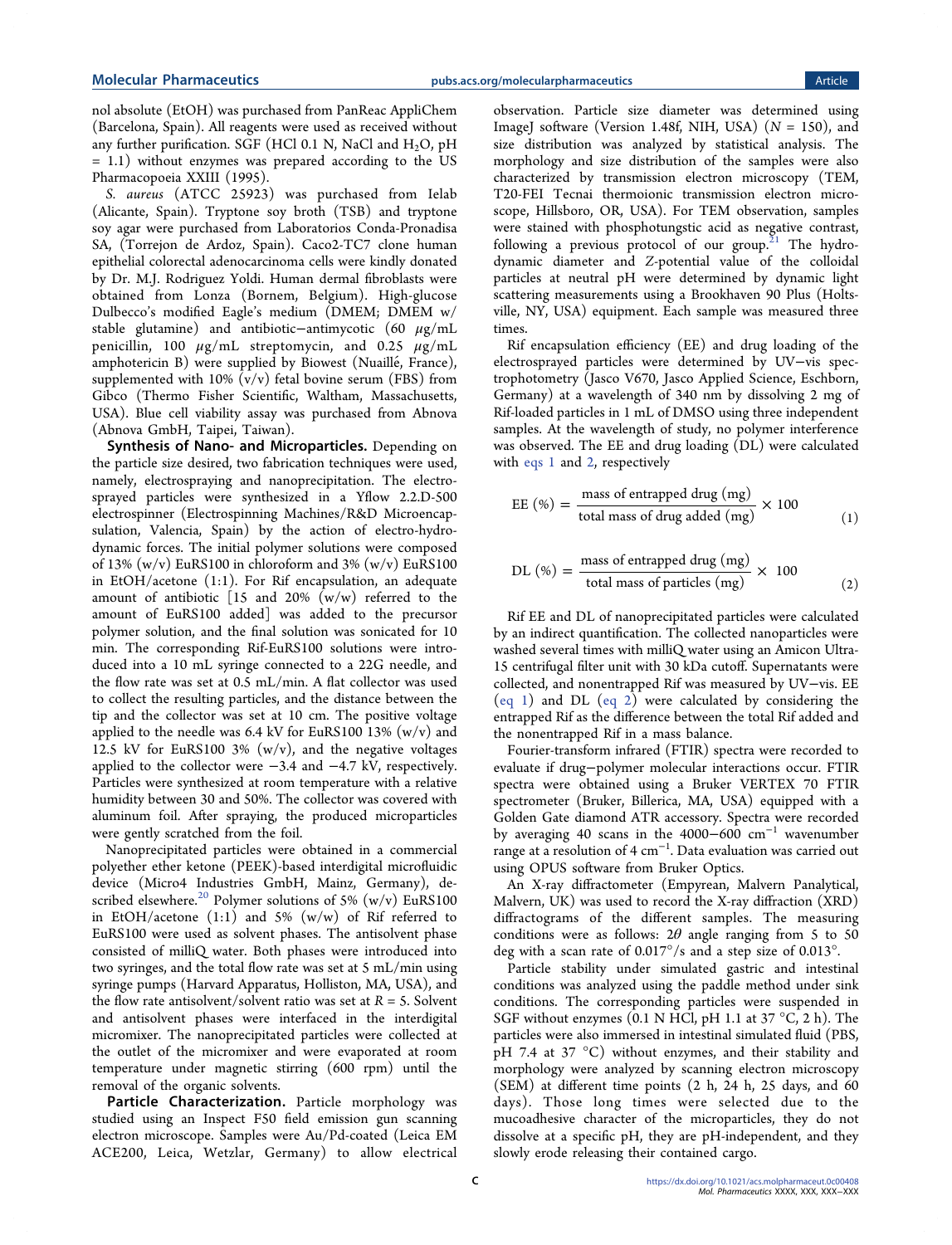nol absolute (EtOH) was purchased from PanReac AppliChem (Barcelona, Spain). All reagents were used as received without any further purification. SGF (HCl 0.1 N, NaCl and $H_2O$, pH = 1.1) without enzymes was prepared according to the US Pharmacopoeia XXIII (1995).

*S. aureus* (ATCC 25923) was purchased from Ielab (Alicante, Spain). Tryptone soy broth (TSB) and tryptone soy agar were purchased from Laboratorios Conda-Pronadisa SA, (Torrejon de Ardoz, Spain). Caco2-TC7 clone human epithelial colorectal adenocarcinoma cells were kindly donated by Dr. M.J. Rodriguez Yoldi. Human dermal fibroblasts were obtained from Lonza (Bornem, Belgium). High-glucose Dulbecco's modified Eagle's medium (DMEM; DMEM w/ stable glutamine) and antibiotic−antimycotic (60 μg/mL penicillin, 100 μg/mL streptomycin, and 0.25 μg/mL amphotericin B) were supplied by Biowest (Nuaillé, France), supplemented with 10% (v/v) fetal bovine serum (FBS) from Gibco (Thermo Fisher Scientific, Waltham, Massachusetts, USA). Blue cell viability assay was purchased from Abnova (Abnova GmbH, Taipei, Taiwan).

**Synthesis of Nano- and Microparticles.** Depending on the particle size desired, two fabrication techniques were used, namely, electrospraying and nanoprecipitation. The electrosprayed particles were synthesized in a Yflow 2.2.D-500 electrospinner (Electrospinning Machines/R&D Microencapsulation, Valencia, Spain) by the action of electro-hydrodynamic forces. The initial polymer solutions were composed of 13% (w/v) EuRS100 in chloroform and 3% (w/v) EuRS100 in EtOH/acetone (1:1). For Rif encapsulation, an adequate amount of antibiotic [15 and 20% (w/w) referred to the amount of EuRS100 added] was added to the precursor polymer solution, and the final solution was sonicated for 10 min. The corresponding Rif-EuRS100 solutions were introduced into a 10 mL syringe connected to a 22G needle, and the flow rate was set at 0.5 mL/min. A flat collector was used to collect the resulting particles, and the distance between the tip and the collector was set at 10 cm. The positive voltage applied to the needle was 6.4 kV for EuRS100 13% (w/v) and 12.5 kV for EuRS100 3% (w/v), and the negative voltages applied to the collector were −3.4 and −4.7 kV, respectively. Particles were synthesized at room temperature with a relative humidity between 30 and 50%. The collector was covered with aluminum foil. After spraying, the produced microparticles were gently scratched from the foil.

Nanoprecipitated particles were obtained in a commercial polyether ether ketone (PEEK)-based interdigital microfluidic device (Micro4 Industries GmbH, Mainz, Germany), described elsewhere.[20] Polymer solutions of 5% (w/v) EuRS100 in EtOH/acetone (1:1) and 5% (w/w) of Rif referred to EuRS100 were used as solvent phases. The antisolvent phase consisted of milliQ water. Both phases were introduced into two syringes, and the total flow rate was set at 5 mL/min using syringe pumps (Harvard Apparatus, Holliston, MA, USA), and the flow rate antisolvent/solvent ratio was set at $R = 5$. Solvent and antisolvent phases were interfaced in the interdigital micromixer. The nanoprecipitated particles were collected at the outlet of the micromixer and were evaporated at room temperature under magnetic stirring (600 rpm) until the removal of the organic solvents.

**Particle Characterization.** Particle morphology was studied using an Inspect F50 field emission gun scanning electron microscope. Samples were Au/Pd-coated (Leica EM ACE200, Leica, Wetzlar, Germany) to allow electrical observation. Particle size diameter was determined using ImageJ software (Version 1.48f, NIH, USA) ($N = 150$), and size distribution was analyzed by statistical analysis. The morphology and size distribution of the samples were also characterized by transmission electron microscopy (TEM, T20-FEI Tecnai thermoionic transmission electron microscope, Hillsboro, OR, USA). For TEM observation, samples were stained with phosphotungstic acid as negative contrast, following a previous protocol of our group.[21] The hydrodynamic diameter and Z-potential value of the colloidal particles at neutral pH were determined by dynamic light scattering measurements using a Brookhaven 90 Plus (Holtsville, NY, USA) equipment. Each sample was measured three times.

Rif encapsulation efficiency (EE) and drug loading of the electrosprayed particles were determined by UV−vis spectrophotometry (Jasco V670, Jasco Applied Science, Eschborn, Germany) at a wavelength of 340 nm by dissolving 2 mg of Rif-loaded particles in 1 mL of DMSO using three independent samples. At the wavelength of study, no polymer interference was observed. The EE and drug loading (DL) were calculated with eqs 1 and 2, respectively

$$\text{EE (\%)} = \frac{\text{mass of entrapped drug (mg)}}{\text{total mass of drug added (mg)}} \times 100 \tag{1}$$

$$\text{DL (\%)} = \frac{\text{mass of entrapped drug (mg)}}{\text{total mass of particles (mg)}} \times 100 \tag{2}$$

Rif EE and DL of nanoprecipitated particles were calculated by an indirect quantification. The collected nanoparticles were washed several times with milliQ water using an Amicon Ultra-15 centrifugal filter unit with 30 kDa cutoff. Supernatants were collected, and nonentrapped Rif was measured by UV−vis. EE (eq 1) and DL (eq 2) were calculated by considering the entrapped Rif as the difference between the total Rif added and the nonentrapped Rif in a mass balance.

Fourier-transform infrared (FTIR) spectra were recorded to evaluate if drug−polymer molecular interactions occur. FTIR spectra were obtained using a Bruker VERTEX 70 FTIR spectrometer (Bruker, Billerica, MA, USA) equipped with a Golden Gate diamond ATR accessory. Spectra were recorded by averaging 40 scans in the 4000−600 $cm^{-1}$ wavenumber range at a resolution of 4 $cm^{-1}$. Data evaluation was carried out using OPUS software from Bruker Optics.

An X-ray diffractometer (Empyrean, Malvern Panalytical, Malvern, UK) was used to record the X-ray diffraction (XRD) diffractograms of the different samples. The measuring conditions were as follows: $2\theta$ angle ranging from 5 to 50 deg with a scan rate of 0.017°/s and a step size of 0.013°.

Particle stability under simulated gastric and intestinal conditions was analyzed using the paddle method under sink conditions. The corresponding particles were suspended in SGF without enzymes (0.1 N HCl, pH 1.1 at 37 °C, 2 h). The particles were also immersed in intestinal simulated fluid (PBS, pH 7.4 at 37 °C) without enzymes, and their stability and morphology were analyzed by scanning electron microscopy (SEM) at different time points (2 h, 24 h, 25 days, and 60 days). Those long times were selected due to the mucoadhesive character of the microparticles, they do not dissolve at a specific pH, they are pH-independent, and they slowly erode releasing their contained cargo.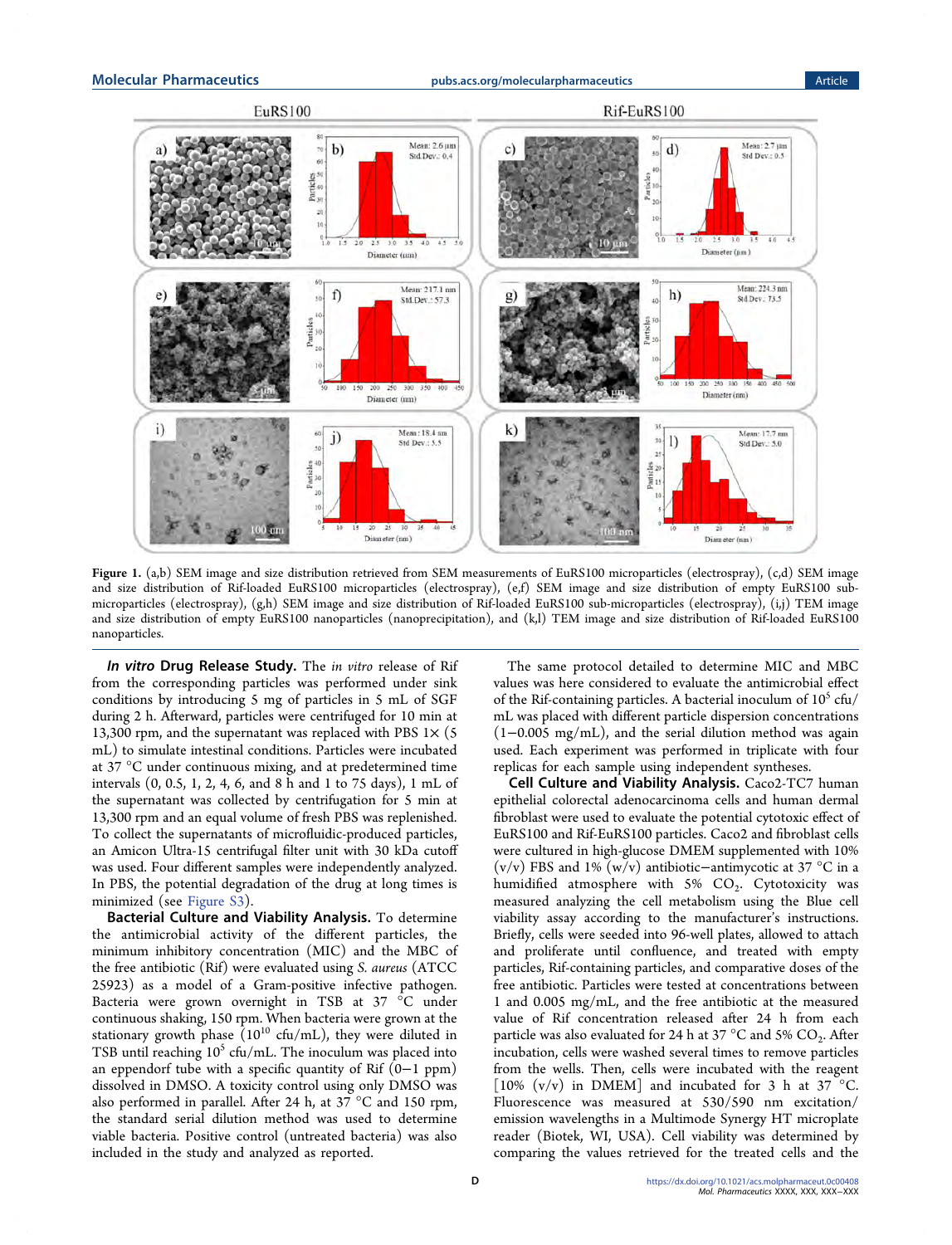Figure 1. (a,b) SEM image and size distribution retrieved from SEM measurements of EuRS100 microparticles (electrospray), (c,d) SEM image and size distribution of Rif-loaded EuRS100 microparticles (electrospray), (e,f) SEM image and size distribution of empty EuRS100 sub-microparticles (electrospray), (g,h) SEM image and size distribution of Rif-loaded EuRS100 sub-microparticles (electrospray), (i,j) TEM image and size distribution of empty EuRS100 nanoparticles (nanoprecipitation), and (k,l) TEM image and size distribution of Rif-loaded EuRS100 nanoparticles.

***In vitro* Drug Release Study.** The *in vitro* release of Rif from the corresponding particles was performed under sink conditions by introducing 5 mg of particles in 5 mL of SGF during 2 h. Afterward, particles were centrifuged for 10 min at 13,300 rpm, and the supernatant was replaced with PBS 1× (5 mL) to simulate intestinal conditions. Particles were incubated at 37 °C under continuous mixing, and at predetermined time intervals (0, 0.5, 1, 2, 4, 6, and 8 h and 1 to 75 days), 1 mL of the supernatant was collected by centrifugation for 5 min at 13,300 rpm and an equal volume of fresh PBS was replenished. To collect the supernatants of microfluidic-produced particles, an Amicon Ultra-15 centrifugal filter unit with 30 kDa cutoff was used. Four different samples were independently analyzed. In PBS, the potential degradation of the drug at long times is minimized (see Figure S3).

**Bacterial Culture and Viability Analysis.** To determine the antimicrobial activity of the different particles, the minimum inhibitory concentration (MIC) and the MBC of the free antibiotic (Rif) were evaluated using *S. aureus* (ATCC 25923) as a model of a Gram-positive infective pathogen. Bacteria were grown overnight in TSB at 37 °C under continuous shaking, 150 rpm. When bacteria were grown at the stationary growth phase ($10^{10}$ cfu/mL), they were diluted in TSB until reaching $10^5$ cfu/mL. The inoculum was placed into an eppendorf tube with a specific quantity of Rif (0−1 ppm) dissolved in DMSO. A toxicity control using only DMSO was also performed in parallel. After 24 h, at 37 °C and 150 rpm, the standard serial dilution method was used to determine viable bacteria. Positive control (untreated bacteria) was also included in the study and analyzed as reported.

The same protocol detailed to determine MIC and MBC values was here considered to evaluate the antimicrobial effect of the Rif-containing particles. A bacterial inoculum of $10^5$ cfu/mL was placed with different particle dispersion concentrations (1−0.005 mg/mL), and the serial dilution method was again used. Each experiment was performed in triplicate with four replicas for each sample using independent syntheses.

**Cell Culture and Viability Analysis.** Caco2-TC7 human epithelial colorectal adenocarcinoma cells and human dermal fibroblast were used to evaluate the potential cytotoxic effect of EuRS100 and Rif-EuRS100 particles. Caco2 and fibroblast cells were cultured in high-glucose DMEM supplemented with 10% (v/v) FBS and 1% (w/v) antibiotic−antimycotic at 37 °C in a humidified atmosphere with 5% $CO_2$. Cytotoxicity was measured analyzing the cell metabolism using the Blue cell viability assay according to the manufacturer's instructions. Briefly, cells were seeded into 96-well plates, allowed to attach and proliferate until confluence, and treated with empty particles, Rif-containing particles, and comparative doses of the free antibiotic. Particles were tested at concentrations between 1 and 0.005 mg/mL, and the free antibiotic at the measured value of Rif concentration released after 24 h from each particle was also evaluated for 24 h at 37 °C and 5% $CO_2$. After incubation, cells were washed several times to remove particles from the wells. Then, cells were incubated with the reagent [10% (v/v) in DMEM] and incubated for 3 h at 37 °C. Fluorescence was measured at 530/590 nm excitation/emission wavelengths in a Multimode Synergy HT microplate reader (Biotek, WI, USA). Cell viability was determined by comparing the values retrieved for the treated cells and the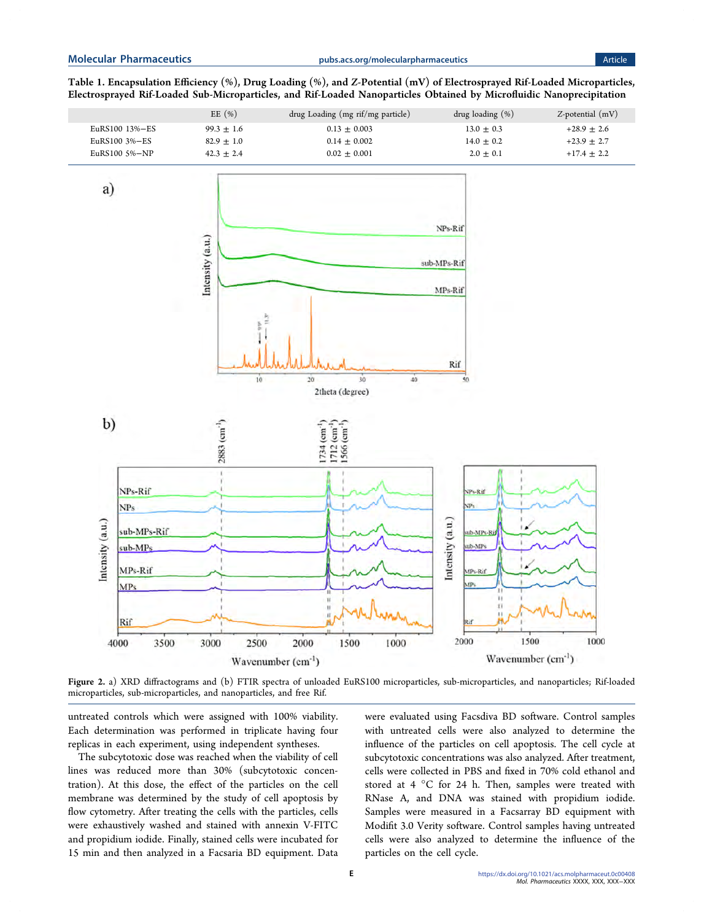Table 1. Encapsulation Efficiency (%), Drug Loading (%), and Z-Potential (mV) of Electrosprayed Rif-Loaded Microparticles, Electrosprayed Rif-Loaded Sub-Microparticles, and Rif-Loaded Nanoparticles Obtained by Microfluidic Nanoprecipitation

| | EE (%) | drug Loading (mg rif/mg particle) | drug loading (%) | Z-potential (mV) |
|---|---|---|---|---|
| EuRS100 13%−ES | 99.3 ± 1.6 | 0.13 ± 0.003 | 13.0 ± 0.3 | +28.9 ± 2.6 |
| EuRS100 3%−ES | 82.9 ± 1.0 | 0.14 ± 0.002 | 14.0 ± 0.2 | +23.9 ± 2.7 |
| EuRS100 5%−NP | 42.3 ± 2.4 | 0.02 ± 0.001 | 2.0 ± 0.1 | +17.4 ± 2.2 |

Figure 2. a) XRD diffractograms and (b) FTIR spectra of unloaded EuRS100 microparticles, sub-microparticles, and nanoparticles; Rif-loaded microparticles, sub-microparticles, and nanoparticles, and free Rif.

untreated controls which were assigned with 100% viability. Each determination was performed in triplicate having four replicas in each experiment, using independent syntheses.

The subcytotoxic dose was reached when the viability of cell lines was reduced more than 30% (subcytotoxic concentration). At this dose, the effect of the particles on the cell membrane was determined by the study of cell apoptosis by flow cytometry. After treating the cells with the particles, cells were exhaustively washed and stained with annexin V-FITC and propidium iodide. Finally, stained cells were incubated for 15 min and then analyzed in a Facsaria BD equipment. Data were evaluated using Facsdiva BD software. Control samples with untreated cells were also analyzed to determine the influence of the particles on cell apoptosis. The cell cycle at subcytotoxic concentrations was also analyzed. After treatment, cells were collected in PBS and fixed in 70% cold ethanol and stored at 4 °C for 24 h. Then, samples were treated with RNase A, and DNA was stained with propidium iodide. Samples were measured in a Facsarray BD equipment with Modifit 3.0 Verity software. Control samples having untreated cells were also analyzed to determine the influence of the particles on the cell cycle.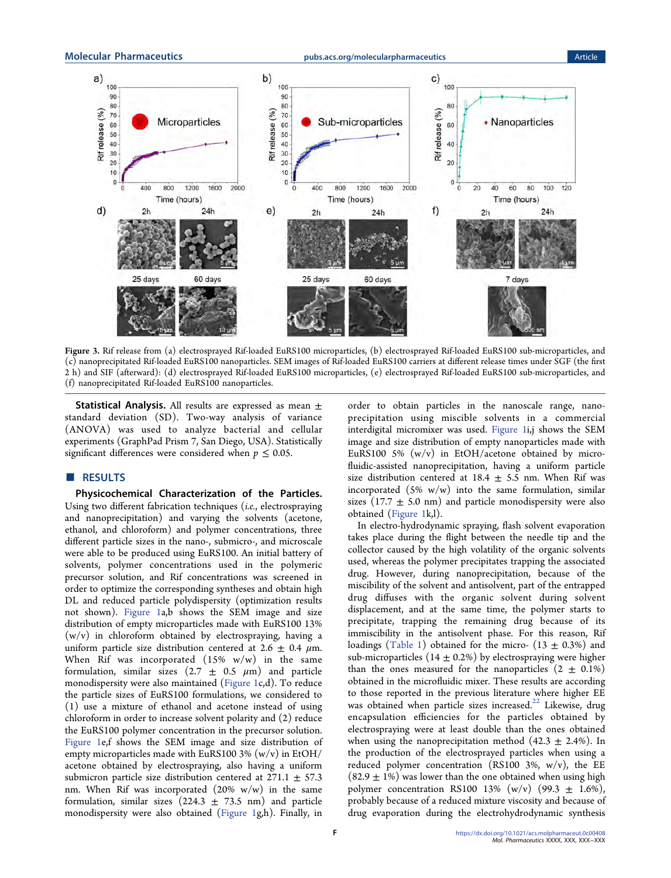Figure 3. Rif release from (a) electrosprayed Rif-loaded EuRS100 microparticles, (b) electrosprayed Rif-loaded EuRS100 sub-microparticles, and (c) nanoprecipitated Rif-loaded EuRS100 nanoparticles. SEM images of Rif-loaded EuRS100 carriers at different release times under SGF (the first 2 h) and SIF (afterward): (d) electrosprayed Rif-loaded EuRS100 microparticles, (e) electrosprayed Rif-loaded EuRS100 sub-microparticles, and (f) nanoprecipitated Rif-loaded EuRS100 nanoparticles.

**Statistical Analysis.** All results are expressed as mean ± standard deviation (SD). Two-way analysis of variance (ANOVA) was used to analyze bacterial and cellular experiments (GraphPad Prism 7, San Diego, USA). Statistically significant differences were considered when $p \leq 0.05$.

## RESULTS

**Physicochemical Characterization of the Particles.** Using two different fabrication techniques (*i.e.*, electrospraying and nanoprecipitation) and varying the solvents (acetone, ethanol, and chloroform) and polymer concentrations, three different particle sizes in the nano-, submicro-, and microscale were able to be produced using EuRS100. An initial battery of solvents, polymer concentrations used in the polymeric precursor solution, and Rif concentrations was screened in order to optimize the corresponding syntheses and obtain high DL and reduced particle polydispersity (optimization results not shown). Figure 1a,b shows the SEM image and size distribution of empty microparticles made with EuRS100 13% (w/v) in chloroform obtained by electrospraying, having a uniform particle size distribution centered at 2.6 ± 0.4 μm. When Rif was incorporated (15% w/w) in the same formulation, similar sizes (2.7 ± 0.5 μm) and particle monodispersity were also maintained (Figure 1c,d). To reduce the particle sizes of EuRS100 formulations, we considered to (1) use a mixture of ethanol and acetone instead of using chloroform in order to increase solvent polarity and (2) reduce the EuRS100 polymer concentration in the precursor solution. Figure 1e,f shows the SEM image and size distribution of empty microparticles made with EuRS100 3% (w/v) in EtOH/acetone obtained by electrospraying, also having a uniform submicron particle size distribution centered at 271.1 ± 57.3 nm. When Rif was incorporated (20% w/w) in the same formulation, similar sizes (224.3 ± 73.5 nm) and particle monodispersity were also obtained (Figure 1g,h). Finally, in order to obtain particles in the nanoscale range, nanoprecipitation using miscible solvents in a commercial interdigital micromixer was used. Figure 1i,j shows the SEM image and size distribution of empty nanoparticles made with EuRS100 5% (w/v) in EtOH/acetone obtained by microfluidic-assisted nanoprecipitation, having a uniform particle size distribution centered at 18.4 ± 5.5 nm. When Rif was incorporated (5% w/w) into the same formulation, similar sizes (17.7 ± 5.0 nm) and particle monodispersity were also obtained (Figure 1k,l).

In electro-hydrodynamic spraying, flash solvent evaporation takes place during the flight between the needle tip and the collector caused by the high volatility of the organic solvents used, whereas the polymer precipitates trapping the associated drug. However, during nanoprecipitation, because of the miscibility of the solvent and antisolvent, part of the entrapped drug diffuses with the organic solvent during solvent displacement, and at the same time, the polymer starts to precipitate, trapping the remaining drug because of its immiscibility in the antisolvent phase. For this reason, Rif loadings (Table 1) obtained for the micro- (13 ± 0.3%) and sub-microparticles (14 ± 0.2%) by electrospraying were higher than the ones measured for the nanoparticles (2 ± 0.1%) obtained in the microfluidic mixer. These results are according to those reported in the previous literature where higher EE was obtained when particle sizes increased.[22] Likewise, drug encapsulation efficiencies for the particles obtained by electrospraying were at least double than the ones obtained when using the nanoprecipitation method (42.3 ± 2.4%). In the production of the electrosprayed particles when using a reduced polymer concentration (RS100 3%, w/v), the EE (82.9 ± 1%) was lower than the one obtained when using high polymer concentration RS100 13% (w/v) (99.3 ± 1.6%), probably because of a reduced mixture viscosity and because of drug evaporation during the electrohydrodynamic synthesis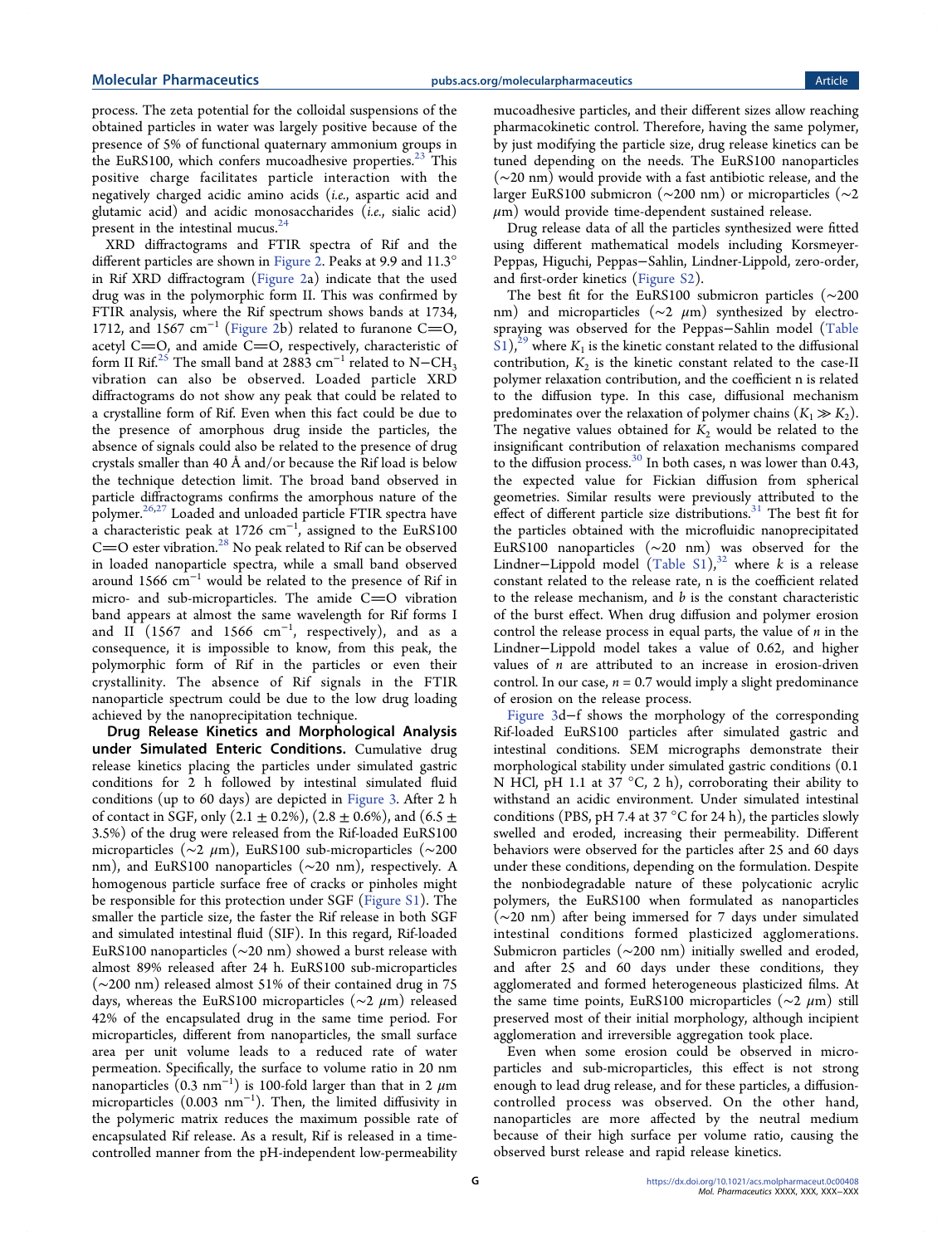process. The zeta potential for the colloidal suspensions of the obtained particles in water was largely positive because of the presence of 5% of functional quaternary ammonium groups in the EuRS100, which confers mucoadhesive properties.[23] This positive charge facilitates particle interaction with the negatively charged acidic amino acids (*i.e.*, aspartic acid and glutamic acid) and acidic monosaccharides (*i.e.*, sialic acid) present in the intestinal mucus.[24]

XRD diffractograms and FTIR spectra of Rif and the different particles are shown in Figure 2. Peaks at 9.9 and 11.3° in Rif XRD diffractogram (Figure 2a) indicate that the used drug was in the polymorphic form II. This was confirmed by FTIR analysis, where the Rif spectrum shows bands at 1734, 1712, and 1567 cm$^{-1}$ (Figure 2b) related to furanone C=O, acetyl C=O, and amide C=O, respectively, characteristic of form II Rif.[25] The small band at 2883 cm$^{-1}$ related to N−$CH_3$ vibration can also be observed. Loaded particle XRD diffractograms do not show any peak that could be related to a crystalline form of Rif. Even when this fact could be due to the presence of amorphous drug inside the particles, the absence of signals could also be related to the presence of drug crystals smaller than 40 Å and/or because the Rif load is below the technique detection limit. The broad band observed in particle diffractograms confirms the amorphous nature of the polymer.[26,27] Loaded and unloaded particle FTIR spectra have a characteristic peak at 1726 cm$^{-1}$, assigned to the EuRS100 C=O ester vibration.[28] No peak related to Rif can be observed in loaded nanoparticle spectra, while a small band observed around 1566 cm$^{-1}$ would be related to the presence of Rif in micro- and sub-microparticles. The amide C=O vibration band appears at almost the same wavelength for Rif forms I and II (1567 and 1566 cm$^{-1}$, respectively), and as a consequence, it is impossible to know, from this peak, the polymorphic form of Rif in the particles or even their crystallinity. The absence of Rif signals in the FTIR nanoparticle spectrum could be due to the low drug loading achieved by the nanoprecipitation technique.

**Drug Release Kinetics and Morphological Analysis under Simulated Enteric Conditions.** Cumulative drug release kinetics placing the particles under simulated gastric conditions for 2 h followed by intestinal simulated fluid conditions (up to 60 days) are depicted in Figure 3. After 2 h of contact in SGF, only (2.1 ± 0.2%), (2.8 ± 0.6%), and (6.5 ± 3.5%) of the drug were released from the Rif-loaded EuRS100 microparticles (∼2 μm), EuRS100 sub-microparticles (∼200 nm), and EuRS100 nanoparticles (∼20 nm), respectively. A homogenous particle surface free of cracks or pinholes might be responsible for this protection under SGF (Figure S1). The smaller the particle size, the faster the Rif release in both SGF and simulated intestinal fluid (SIF). In this regard, Rif-loaded EuRS100 nanoparticles (∼20 nm) showed a burst release with almost 89% released after 24 h. EuRS100 sub-microparticles (∼200 nm) released almost 51% of their contained drug in 75 days, whereas the EuRS100 microparticles (∼2 μm) released 42% of the encapsulated drug in the same time period. For microparticles, different from nanoparticles, the small surface area per unit volume leads to a reduced rate of water permeation. Specifically, the surface to volume ratio in 20 nm nanoparticles (0.3 nm$^{-1}$) is 100-fold larger than that in 2 μm microparticles (0.003 nm$^{-1}$). Then, the limited diffusivity in the polymeric matrix reduces the maximum possible rate of encapsulated Rif release. As a result, Rif is released in a time-controlled manner from the pH-independent low-permeability mucoadhesive particles, and their different sizes allow reaching pharmacokinetic control. Therefore, having the same polymer, by just modifying the particle size, drug release kinetics can be tuned depending on the needs. The EuRS100 nanoparticles (∼20 nm) would provide with a fast antibiotic release, and the larger EuRS100 submicron (∼200 nm) or microparticles (∼2 μm) would provide time-dependent sustained release.

Drug release data of all the particles synthesized were fitted using different mathematical models including Korsmeyer-Peppas, Higuchi, Peppas−Sahlin, Lindner-Lippold, zero-order, and first-order kinetics (Figure S2).

The best fit for the EuRS100 submicron particles (∼200 nm) and microparticles (∼2 μm) synthesized by electrospraying was observed for the Peppas−Sahlin model (Table S1),[29] where $K_1$ is the kinetic constant related to the diffusional contribution, $K_2$ is the kinetic constant related to the case-II polymer relaxation contribution, and the coefficient n is related to the diffusion type. In this case, diffusional mechanism predominates over the relaxation of polymer chains ($K_1 \gg K_2$). The negative values obtained for $K_2$ would be related to the insignificant contribution of relaxation mechanisms compared to the diffusion process.[30] In both cases, n was lower than 0.43, the expected value for Fickian diffusion from spherical geometries. Similar results were previously attributed to the effect of different particle size distributions.[31] The best fit for the particles obtained with the microfluidic nanoprecipitated EuRS100 nanoparticles (∼20 nm) was observed for the Lindner−Lippold model (Table S1),[32] where $k$ is a release constant related to the release rate, n is the coefficient related to the release mechanism, and $b$ is the constant characteristic of the burst effect. When drug diffusion and polymer erosion control the release process in equal parts, the value of $n$ in the Lindner−Lippold model takes a value of 0.62, and higher values of $n$ are attributed to an increase in erosion-driven control. In our case, $n = 0.7$ would imply a slight predominance of erosion on the release process.

Figure 3d−f shows the morphology of the corresponding Rif-loaded EuRS100 particles after simulated gastric and intestinal conditions. SEM micrographs demonstrate their morphological stability under simulated gastric conditions (0.1 N HCl, pH 1.1 at 37 °C, 2 h), corroborating their ability to withstand an acidic environment. Under simulated intestinal conditions (PBS, pH 7.4 at 37 °C for 24 h), the particles slowly swelled and eroded, increasing their permeability. Different behaviors were observed for the particles after 25 and 60 days under these conditions, depending on the formulation. Despite the nonbiodegradable nature of these polycationic acrylic polymers, the EuRS100 when formulated as nanoparticles (∼20 nm) after being immersed for 7 days under simulated intestinal conditions formed plasticized agglomerations. Submicron particles (∼200 nm) initially swelled and eroded, and after 25 and 60 days under these conditions, they agglomerated and formed heterogeneous plasticized films. At the same time points, EuRS100 microparticles (∼2 μm) still preserved most of their initial morphology, although incipient agglomeration and irreversible aggregation took place.

Even when some erosion could be observed in micro-particles and sub-microparticles, this effect is not strong enough to lead drug release, and for these particles, a diffusion-controlled process was observed. On the other hand, nanoparticles are more affected by the neutral medium because of their high surface per volume ratio, causing the observed burst release and rapid release kinetics.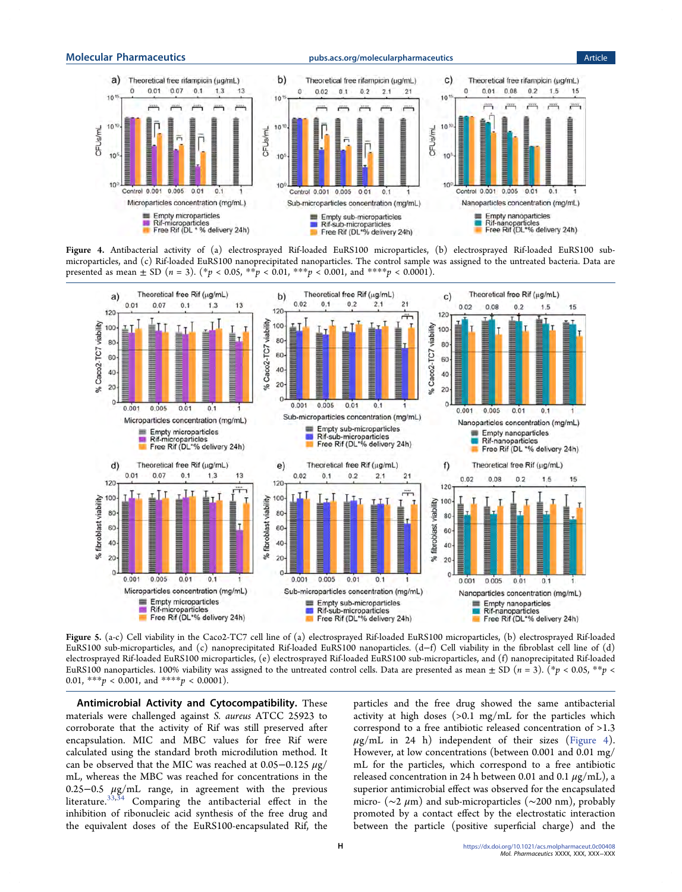Figure 4. Antibacterial activity of (a) electrosprayed Rif-loaded EuRS100 microparticles, (b) electrosprayed Rif-loaded EuRS100 sub-microparticles, and (c) Rif-loaded EuRS100 nanoprecipitated nanoparticles. The control sample was assigned to the untreated bacteria. Data are presented as mean ± SD ($n = 3$). (* $p < 0.05$, ** $p < 0.01$, *** $p < 0.001$, and **** $p < 0.0001$).

Figure 5. (a-c) Cell viability in the Caco2-TC7 cell line of (a) electrosprayed Rif-loaded EuRS100 microparticles, (b) electrosprayed Rif-loaded EuRS100 sub-microparticles, and (c) nanoprecipitated Rif-loaded EuRS100 nanoparticles. (d−f) Cell viability in the fibroblast cell line of (d) electrosprayed Rif-loaded EuRS100 microparticles, (e) electrosprayed Rif-loaded EuRS100 sub-microparticles, and (f) nanoprecipitated Rif-loaded EuRS100 nanoparticles. 100% viability was assigned to the untreated control cells. Data are presented as mean ± SD ($n = 3$). (* $p < 0.05$, ** $p < 0.01$, *** $p < 0.001$, and **** $p < 0.0001$).

**Antimicrobial Activity and Cytocompatibility.** These materials were challenged against *S. aureus* ATCC 25923 to corroborate that the activity of Rif was still preserved after encapsulation. MIC and MBC values for free Rif were calculated using the standard broth microdilution method. It can be observed that the MIC was reached at 0.05−0.125 μg/mL, whereas the MBC was reached for concentrations in the 0.25−0.5 μg/mL range, in agreement with the previous literature.[33,34] Comparing the antibacterial effect in the inhibition of ribonucleic acid synthesis of the free drug and the equivalent doses of the EuRS100-encapsulated Rif, the particles and the free drug showed the same antibacterial activity at high doses (>0.1 mg/mL for the particles which correspond to a free antibiotic released concentration of >1.3 μg/mL in 24 h) independent of their sizes (Figure 4). However, at low concentrations (between 0.001 and 0.01 mg/mL for the particles, which correspond to a free antibiotic released concentration in 24 h between 0.01 and 0.1 μg/mL), a superior antimicrobial effect was observed for the encapsulated micro- (~2 μm) and sub-microparticles (~200 nm), probably promoted by a contact effect by the electrostatic interaction between the particle (positive superficial charge) and the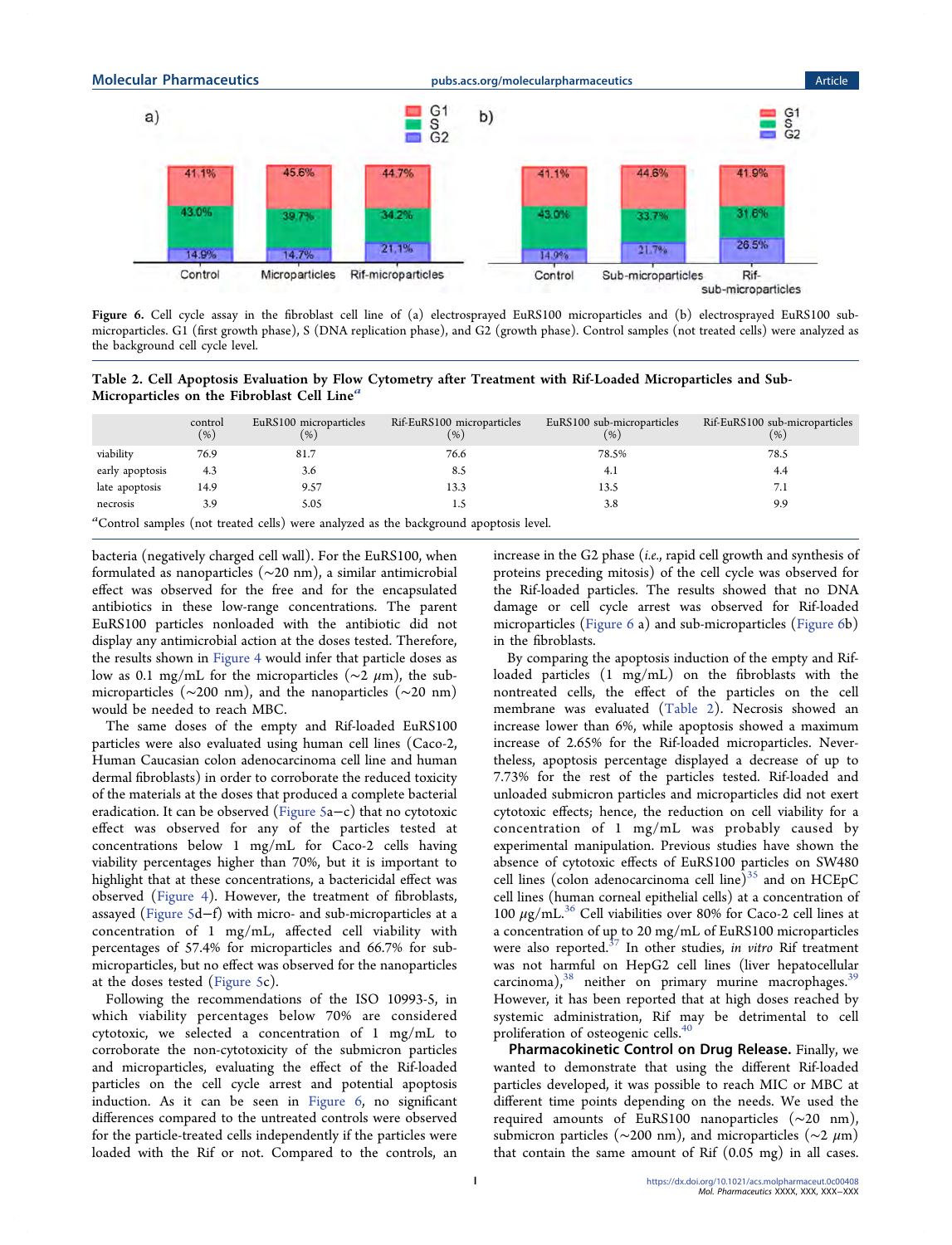Figure 6. Cell cycle assay in the fibroblast cell line of (a) electrosprayed EuRS100 microparticles and (b) electrosprayed EuRS100 sub-microparticles. G1 (first growth phase), S (DNA replication phase), and G2 (growth phase). Control samples (not treated cells) were analyzed as the background cell cycle level.

Table 2. Cell Apoptosis Evaluation by Flow Cytometry after Treatment with Rif-Loaded Microparticles and Sub-Microparticles on the Fibroblast Cell Line[a]

| | control (%) | EuRS100 microparticles (%) | Rif-EuRS100 microparticles (%) | EuRS100 sub-microparticles (%) | Rif-EuRS100 sub-microparticles (%) |
|---|---|---|---|---|---|
| viability | 76.9 | 81.7 | 76.6 | 78.5% | 78.5 |
| early apoptosis | 4.3 | 3.6 | 8.5 | 4.1 | 4.4 |
| late apoptosis | 14.9 | 9.57 | 13.3 | 13.5 | 7.1 |
| necrosis | 3.9 | 5.05 | 1.5 | 3.8 | 9.9 |

[a]Control samples (not treated cells) were analyzed as the background apoptosis level.

bacteria (negatively charged cell wall). For the EuRS100, when formulated as nanoparticles (~20 nm), a similar antimicrobial effect was observed for the free and for the encapsulated antibiotics in these low-range concentrations. The parent EuRS100 particles nonloaded with the antibiotic did not display any antimicrobial action at the doses tested. Therefore, the results shown in Figure 4 would infer that particle doses as low as 0.1 mg/mL for the microparticles (~2 μm), the sub-microparticles (~200 nm), and the nanoparticles (~20 nm) would be needed to reach MBC.

The same doses of the empty and Rif-loaded EuRS100 particles were also evaluated using human cell lines (Caco-2, Human Caucasian colon adenocarcinoma cell line and human dermal fibroblasts) in order to corroborate the reduced toxicity of the materials at the doses that produced a complete bacterial eradication. It can be observed (Figure 5a−c) that no cytotoxic effect was observed for any of the particles tested at concentrations below 1 mg/mL for Caco-2 cells having viability percentages higher than 70%, but it is important to highlight that at these concentrations, a bactericidal effect was observed (Figure 4). However, the treatment of fibroblasts, assayed (Figure 5d−f) with micro- and sub-microparticles at a concentration of 1 mg/mL, affected cell viability with percentages of 57.4% for microparticles and 66.7% for sub-microparticles, but no effect was observed for the nanoparticles at the doses tested (Figure 5c).

Following the recommendations of the ISO 10993-5, in which viability percentages below 70% are considered cytotoxic, we selected a concentration of 1 mg/mL to corroborate the non-cytotoxicity of the submicron particles and microparticles, evaluating the effect of the Rif-loaded particles on the cell cycle arrest and potential apoptosis induction. As it can be seen in Figure 6, no significant differences compared to the untreated controls were observed for the particle-treated cells independently if the particles were loaded with the Rif or not. Compared to the controls, an increase in the G2 phase (*i.e.*, rapid cell growth and synthesis of proteins preceding mitosis) of the cell cycle was observed for the Rif-loaded particles. The results showed that no DNA damage or cell cycle arrest was observed for Rif-loaded microparticles (Figure 6 a) and sub-microparticles (Figure 6b) in the fibroblasts.

By comparing the apoptosis induction of the empty and Rif-loaded particles (1 mg/mL) on the fibroblasts with the nontreated cells, the effect of the particles on the cell membrane was evaluated (Table 2). Necrosis showed an increase lower than 6%, while apoptosis showed a maximum increase of 2.65% for the Rif-loaded microparticles. Nevertheless, apoptosis percentage displayed a decrease of up to 7.73% for the rest of the particles tested. Rif-loaded and unloaded submicron particles and microparticles did not exert cytotoxic effects; hence, the reduction on cell viability for a concentration of 1 mg/mL was probably caused by experimental manipulation. Previous studies have shown the absence of cytotoxic effects of EuRS100 particles on SW480 cell lines (colon adenocarcinoma cell line)[35] and on HCEpC cell lines (human corneal epithelial cells) at a concentration of 100 μg/mL.[36] Cell viabilities over 80% for Caco-2 cell lines at a concentration of up to 20 mg/mL of EuRS100 microparticles were also reported.[37] In other studies, *in vitro* Rif treatment was not harmful on HepG2 cell lines (liver hepatocellular carcinoma),[38] neither on primary murine macrophages.[39] However, it has been reported that at high doses reached by systemic administration, Rif may be detrimental to cell proliferation of osteogenic cells.[40]

**Pharmacokinetic Control on Drug Release.** Finally, we wanted to demonstrate that using the different Rif-loaded particles developed, it was possible to reach MIC or MBC at different time points depending on the needs. We used the required amounts of EuRS100 nanoparticles (~20 nm), submicron particles (~200 nm), and microparticles (~2 μm) that contain the same amount of Rif (0.05 mg) in all cases.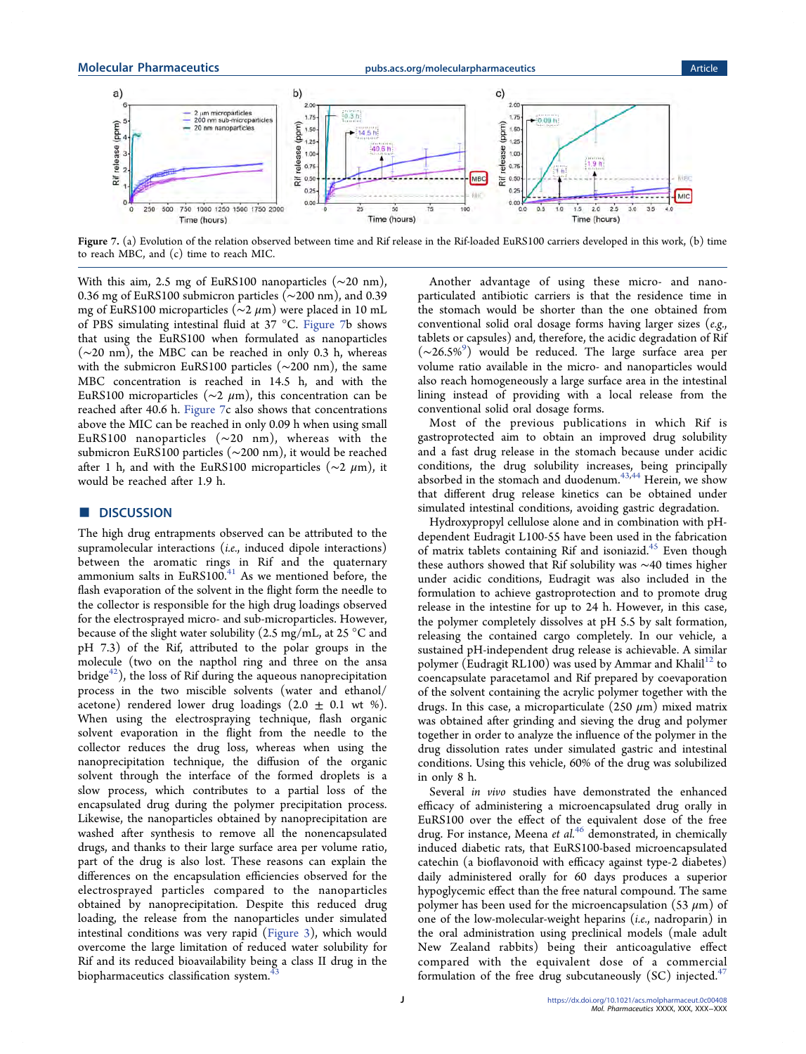Figure 7. (a) Evolution of the relation observed between time and Rif release in the Rif-loaded EuRS100 carriers developed in this work, (b) time to reach MBC, and (c) time to reach MIC.

With this aim, 2.5 mg of EuRS100 nanoparticles (~20 nm), 0.36 mg of EuRS100 submicron particles (~200 nm), and 0.39 mg of EuRS100 microparticles (~2 μm) were placed in 10 mL of PBS simulating intestinal fluid at 37 °C. Figure 7b shows that using the EuRS100 when formulated as nanoparticles (~20 nm), the MBC can be reached in only 0.3 h, whereas with the submicron EuRS100 particles (~200 nm), the same MBC concentration is reached in 14.5 h, and with the EuRS100 microparticles (~2 μm), this concentration can be reached after 40.6 h. Figure 7c also shows that concentrations above the MIC can be reached in only 0.09 h when using small EuRS100 nanoparticles (~20 nm), whereas with the submicron EuRS100 particles (~200 nm), it would be reached after 1 h, and with the EuRS100 microparticles (~2 μm), it would be reached after 1.9 h.

## DISCUSSION

The high drug entrapments observed can be attributed to the supramolecular interactions (*i.e.*, induced dipole interactions) between the aromatic rings in Rif and the quaternary ammonium salts in EuRS100.[41] As we mentioned before, the flash evaporation of the solvent in the flight form the needle to the collector is responsible for the high drug loadings observed for the electrosprayed micro- and sub-microparticles. However, because of the slight water solubility (2.5 mg/mL, at 25 °C and pH 7.3) of the Rif, attributed to the polar groups in the molecule (two on the napthol ring and three on the ansa bridge[42]), the loss of Rif during the aqueous nanoprecipitation process in the two miscible solvents (water and ethanol/acetone) rendered lower drug loadings (2.0 ± 0.1 wt %). When using the electrospraying technique, flash organic solvent evaporation in the flight from the needle to the collector reduces the drug loss, whereas when using the nanoprecipitation technique, the diffusion of the organic solvent through the interface of the formed droplets is a slow process, which contributes to a partial loss of the encapsulated drug during the polymer precipitation process. Likewise, the nanoparticles obtained by nanoprecipitation are washed after synthesis to remove all the nonencapsulated drugs, and thanks to their large surface area per volume ratio, part of the drug is also lost. These reasons can explain the differences on the encapsulation efficiencies observed for the electrosprayed particles compared to the nanoparticles obtained by nanoprecipitation. Despite this reduced drug loading, the release from the nanoparticles under simulated intestinal conditions was very rapid (Figure 3), which would overcome the large limitation of reduced water solubility for Rif and its reduced bioavailability being a class II drug in the biopharmaceutics classification system.[43]

Another advantage of using these micro- and nano-particulated antibiotic carriers is that the residence time in the stomach would be shorter than the one obtained from conventional solid oral dosage forms having larger sizes (*e.g.*, tablets or capsules) and, therefore, the acidic degradation of Rif (~26.5%[9]) would be reduced. The large surface area per volume ratio available in the micro- and nanoparticles would also reach homogeneously a large surface area in the intestinal lining instead of providing with a local release from the conventional solid oral dosage forms.

Most of the previous publications in which Rif is gastroprotected aim to obtain an improved drug solubility and a fast drug release in the stomach because under acidic conditions, the drug solubility increases, being principally absorbed in the stomach and duodenum.[43,44] Herein, we show that different drug release kinetics can be obtained under simulated intestinal conditions, avoiding gastric degradation.

Hydroxypropyl cellulose alone and in combination with pH-dependent Eudragit L100-55 have been used in the fabrication of matrix tablets containing Rif and isoniazid.[45] Even though these authors showed that Rif solubility was ~40 times higher under acidic conditions, Eudragit was also included in the formulation to achieve gastroprotection and to promote drug release in the intestine for up to 24 h. However, in this case, the polymer completely dissolves at pH 5.5 by salt formation, releasing the contained cargo completely. In our vehicle, a sustained pH-independent drug release is achievable. A similar polymer (Eudragit RL100) was used by Ammar and Khalil[12] to coencapsulate paracetamol and Rif prepared by coevaporation of the solvent containing the acrylic polymer together with the drugs. In this case, a microparticulate (250 μm) mixed matrix was obtained after grinding and sieving the drug and polymer together in order to analyze the influence of the polymer in the drug dissolution rates under simulated gastric and intestinal conditions. Using this vehicle, 60% of the drug was solubilized in only 8 h.

Several *in vivo* studies have demonstrated the enhanced efficacy of administering a microencapsulated drug orally in EuRS100 over the effect of the equivalent dose of the free drug. For instance, Meena *et al.*[46] demonstrated, in chemically induced diabetic rats, that EuRS100-based microencapsulated catechin (a bioflavonoid with efficacy against type-2 diabetes) daily administered orally for 60 days produces a superior hypoglycemic effect than the free natural compound. The same polymer has been used for the microencapsulation (53 μm) of one of the low-molecular-weight heparins (*i.e.*, nadroparin) in the oral administration using preclinical models (male adult New Zealand rabbits) being their anticoagulative effect compared with the equivalent dose of a commercial formulation of the free drug subcutaneously (SC) injected.[47]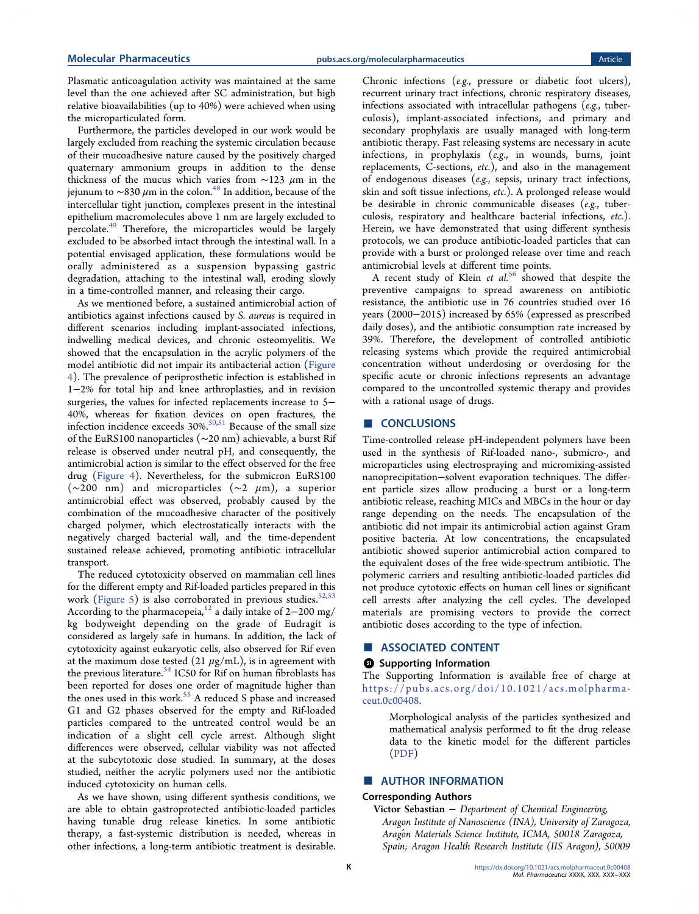Plasmatic anticoagulation activity was maintained at the same level than the one achieved after SC administration, but high relative bioavailabilities (up to 40%) were achieved when using the microparticulated form.

Furthermore, the particles developed in our work would be largely excluded from reaching the systemic circulation because of their mucoadhesive nature caused by the positively charged quaternary ammonium groups in addition to the dense thickness of the mucus which varies from ∼123 μm in the jejunum to ∼830 μm in the colon.[48] In addition, because of the intercellular tight junction, complexes present in the intestinal epithelium macromolecules above 1 nm are largely excluded to percolate.[49] Therefore, the microparticles would be largely excluded to be absorbed intact through the intestinal wall. In a potential envisaged application, these formulations would be orally administered as a suspension bypassing gastric degradation, attaching to the intestinal wall, eroding slowly in a time-controlled manner, and releasing their cargo.

As we mentioned before, a sustained antimicrobial action of antibiotics against infections caused by *S. aureus* is required in different scenarios including implant-associated infections, indwelling medical devices, and chronic osteomyelitis. We showed that the encapsulation in the acrylic polymers of the model antibiotic did not impair its antibacterial action (Figure 4). The prevalence of periprosthetic infection is established in 1−2% for total hip and knee arthroplasties, and in revision surgeries, the values for infected replacements increase to 5−40%, whereas for fixation devices on open fractures, the infection incidence exceeds 30%.[50,51] Because of the small size of the EuRS100 nanoparticles (∼20 nm) achievable, a burst Rif release is observed under neutral pH, and consequently, the antimicrobial action is similar to the effect observed for the free drug (Figure 4). Nevertheless, for the submicron EuRS100 (∼200 nm) and microparticles (∼2 μm), a superior antimicrobial effect was observed, probably caused by the combination of the mucoadhesive character of the positively charged polymer, which electrostatically interacts with the negatively charged bacterial wall, and the time-dependent sustained release achieved, promoting antibiotic intracellular transport.

The reduced cytotoxicity observed on mammalian cell lines for the different empty and Rif-loaded particles prepared in this work (Figure 5) is also corroborated in previous studies.[52,53] According to the pharmacopeia,[12] a daily intake of 2−200 mg/kg bodyweight depending on the grade of Eudragit is considered as largely safe in humans. In addition, the lack of cytotoxicity against eukaryotic cells, also observed for Rif even at the maximum dose tested (21 μg/mL), is in agreement with the previous literature.[54] IC50 for Rif on human fibroblasts has been reported for doses one order of magnitude higher than the ones used in this work.[55] A reduced S phase and increased G1 and G2 phases observed for the empty and Rif-loaded particles compared to the untreated control would be an indication of a slight cell cycle arrest. Although slight differences were observed, cellular viability was not affected at the subcytotoxic dose studied. In summary, at the doses studied, neither the acrylic polymers used nor the antibiotic induced cytotoxicity on human cells.

As we have shown, using different synthesis conditions, we are able to obtain gastroprotected antibiotic-loaded particles having tunable drug release kinetics. In some antibiotic therapy, a fast-systemic distribution is needed, whereas in other infections, a long-term antibiotic treatment is desirable. Chronic infections (*e.g.*, pressure or diabetic foot ulcers), recurrent urinary tract infections, chronic respiratory diseases, infections associated with intracellular pathogens (*e.g.*, tuberculosis), implant-associated infections, and primary and secondary prophylaxis are usually managed with long-term antibiotic therapy. Fast releasing systems are necessary in acute infections, in prophylaxis (*e.g.*, in wounds, burns, joint replacements, C-sections, *etc.*), and also in the management of endogenous diseases (*e.g.*, sepsis, urinary tract infections, skin and soft tissue infections, *etc.*). A prolonged release would be desirable in chronic communicable diseases (*e.g.*, tuberculosis, respiratory and healthcare bacterial infections, *etc.*). Herein, we have demonstrated that using different synthesis protocols, we can produce antibiotic-loaded particles that can provide with a burst or prolonged release over time and reach antimicrobial levels at different time points.

A recent study of Klein *et al.*[56] showed that despite the preventive campaigns to spread awareness on antibiotic resistance, the antibiotic use in 76 countries studied over 16 years (2000−2015) increased by 65% (expressed as prescribed daily doses), and the antibiotic consumption rate increased by 39%. Therefore, the development of controlled antibiotic releasing systems which provide the required antimicrobial concentration without underdosing or overdosing for the specific acute or chronic infections represents an advantage compared to the uncontrolled systemic therapy and provides with a rational usage of drugs.

## ■ CONCLUSIONS

Time-controlled release pH-independent polymers have been used in the synthesis of Rif-loaded nano-, submicro-, and microparticles using electrospraying and micromixing-assisted nanoprecipitation−solvent evaporation techniques. The different particle sizes allow producing a burst or a long-term antibiotic release, reaching MICs and MBCs in the hour or day range depending on the needs. The encapsulation of the antibiotic did not impair its antimicrobial action against Gram positive bacteria. At low concentrations, the encapsulated antibiotic showed superior antimicrobial action compared to the equivalent doses of the free wide-spectrum antibiotic. The polymeric carriers and resulting antibiotic-loaded particles did not produce cytotoxic effects on human cell lines or significant cell arrests after analyzing the cell cycles. The developed materials are promising vectors to provide the correct antibiotic doses according to the type of infection.

## ■ ASSOCIATED CONTENT

### Supporting Information

The Supporting Information is available free of charge at https://pubs.acs.org/doi/10.1021/acs.molpharmaceut.0c00408.

> Morphological analysis of the particles synthesized and mathematical analysis performed to fit the drug release data to the kinetic model for the different particles (PDF)

## ■ AUTHOR INFORMATION

### Corresponding Authors

**Victor Sebastian** − *Department of Chemical Engineering, Aragon Institute of Nanoscience (INA), University of Zaragoza, Aragón Materials Science Institute, ICMA, 50018 Zaragoza, Spain; Aragon Health Research Institute (IIS Aragon), 50009*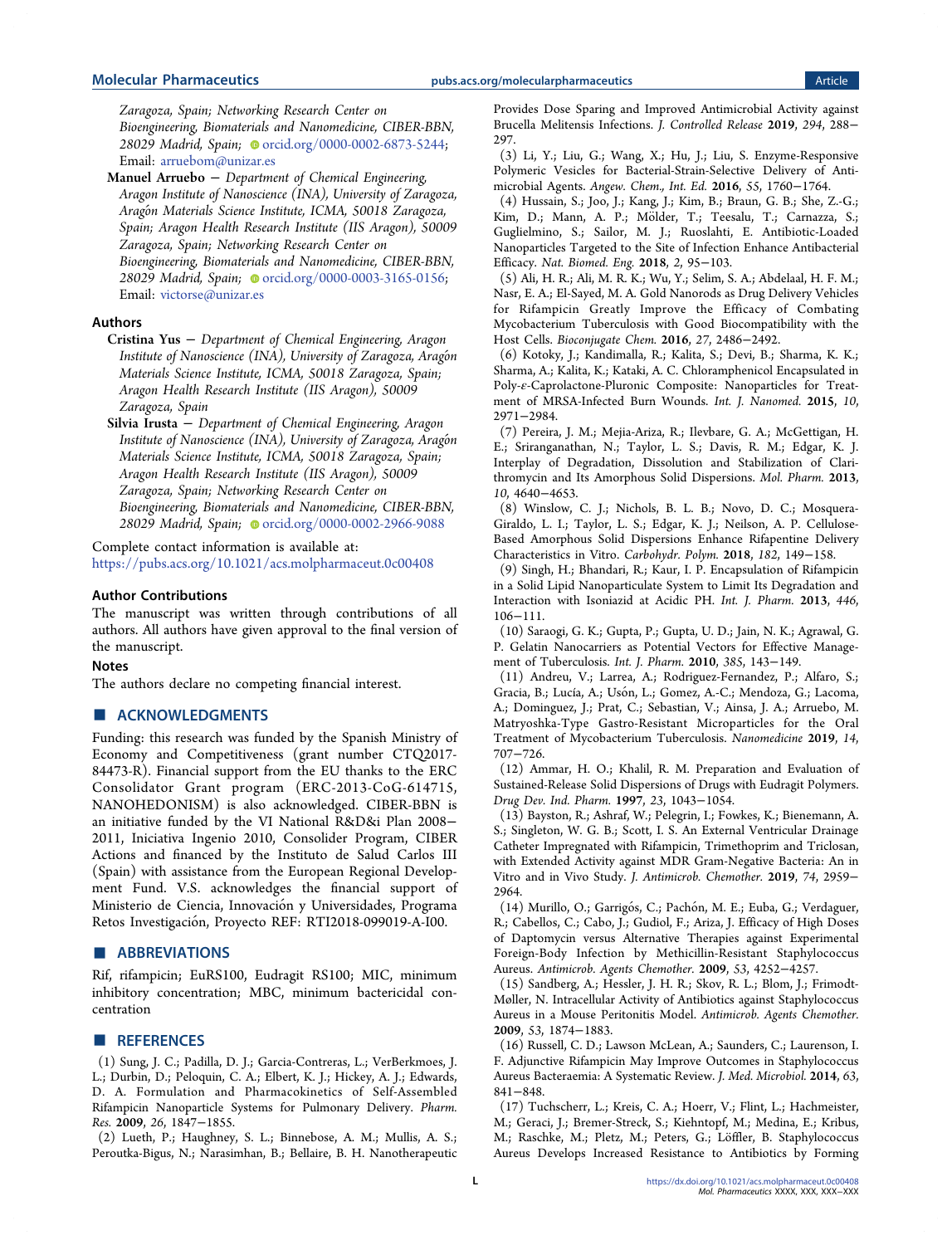Zaragoza, Spain; Networking Research Center on Bioengineering, Biomaterials and Nanomedicine, CIBER-BBN, 28029 Madrid, Spain; orcid.org/0000-0002-6873-5244; Email: arruebom@unizar.es

**Manuel Arruebo** − Department of Chemical Engineering, Aragon Institute of Nanoscience (INA), University of Zaragoza, Aragón Materials Science Institute, ICMA, 50018 Zaragoza, Spain; Aragon Health Research Institute (IIS Aragon), 50009 Zaragoza, Spain; Networking Research Center on Bioengineering, Biomaterials and Nanomedicine, CIBER-BBN, 28029 Madrid, Spain; orcid.org/0000-0003-3165-0156; Email: victorse@unizar.es

### Authors

**Cristina Yus** − Department of Chemical Engineering, Aragon Institute of Nanoscience (INA), University of Zaragoza, Aragón Materials Science Institute, ICMA, 50018 Zaragoza, Spain; Aragon Health Research Institute (IIS Aragon), 50009 Zaragoza, Spain

**Silvia Irusta** − Department of Chemical Engineering, Aragon Institute of Nanoscience (INA), University of Zaragoza, Aragón Materials Science Institute, ICMA, 50018 Zaragoza, Spain; Aragon Health Research Institute (IIS Aragon), 50009 Zaragoza, Spain; Networking Research Center on Bioengineering, Biomaterials and Nanomedicine, CIBER-BBN, 28029 Madrid, Spain; orcid.org/0000-0002-2966-9088

Complete contact information is available at:
https://pubs.acs.org/10.1021/acs.molpharmaceut.0c00408

### Author Contributions

The manuscript was written through contributions of all authors. All authors have given approval to the final version of the manuscript.

### Notes

The authors declare no competing financial interest.

## ACKNOWLEDGMENTS

Funding: this research was funded by the Spanish Ministry of Economy and Competitiveness (grant number CTQ2017-84473-R). Financial support from the EU thanks to the ERC Consolidator Grant program (ERC-2013-CoG-614715, NANOHEDONISM) is also acknowledged. CIBER-BBN is an initiative funded by the VI National R&D&i Plan 2008−2011, Iniciativa Ingenio 2010, Consolider Program, CIBER Actions and financed by the Instituto de Salud Carlos III (Spain) with assistance from the European Regional Development Fund. V.S. acknowledges the financial support of Ministerio de Ciencia, Innovación y Universidades, Programa Retos Investigación, Proyecto REF: RTI2018-099019-A-I00.

## ABBREVIATIONS

Rif, rifampicin; EuRS100, Eudragit RS100; MIC, minimum inhibitory concentration; MBC, minimum bactericidal concentration

## REFERENCES

(1) Sung, J. C.; Padilla, D. J.; Garcia-Contreras, L.; VerBerkmoes, J. L.; Durbin, D.; Peloquin, C. A.; Elbert, K. J.; Hickey, A. J.; Edwards, D. A. Formulation and Pharmacokinetics of Self-Assembled Rifampicin Nanoparticle Systems for Pulmonary Delivery. *Pharm. Res.* **2009**, *26*, 1847−1855.

(2) Lueth, P.; Haughney, S. L.; Binnebose, A. M.; Mullis, A. S.; Peroutka-Bigus, N.; Narasimhan, B.; Bellaire, B. H. Nanotherapeutic Provides Dose Sparing and Improved Antimicrobial Activity against Brucella Melitensis Infections. *J. Controlled Release* **2019**, *294*, 288−297.

(3) Li, Y.; Liu, G.; Wang, X.; Hu, J.; Liu, S. Enzyme-Responsive Polymeric Vesicles for Bacterial-Strain-Selective Delivery of Antimicrobial Agents. *Angew. Chem., Int. Ed.* **2016**, *55*, 1760−1764.

(4) Hussain, S.; Joo, J.; Kang, J.; Kim, B.; Braun, G. B.; She, Z.-G.; Kim, D.; Mann, A. P.; Mölder, T.; Teesalu, T.; Carnazza, S.; Guglielmino, S.; Sailor, M. J.; Ruoslahti, E. Antibiotic-Loaded Nanoparticles Targeted to the Site of Infection Enhance Antibacterial Efficacy. *Nat. Biomed. Eng.* **2018**, *2*, 95−103.

(5) Ali, H. R.; Ali, M. R. K.; Wu, Y.; Selim, S. A.; Abdelaal, H. F. M.; Nasr, E. A.; El-Sayed, M. A. Gold Nanorods as Drug Delivery Vehicles for Rifampicin Greatly Improve the Efficacy of Combating Mycobacterium Tuberculosis with Good Biocompatibility with the Host Cells. *Bioconjugate Chem.* **2016**, *27*, 2486−2492.

(6) Kotoky, J.; Joo, J.; Kandimalla, R.; Kalita, S.; Devi, B.; Sharma, K. K.; Sharma, A.; Kalita, K.; Kataki, A. C. Chloramphenicol Encapsulated in Poly-ε-Caprolactone-Pluronic Composite: Nanoparticles for Treatment of MRSA-Infected Burn Wounds. *Int. J. Nanomed.* **2015**, *10*, 2971−2984.

(7) Pereira, J. M.; Mejia-Ariza, R.; Ilevbare, G. A.; McGettigan, H. E.; Sriranganathan, N.; Taylor, L. S.; Davis, R. M.; Edgar, K. J. Interplay of Degradation, Dissolution and Stabilization of Clarithromycin and Its Amorphous Solid Dispersions. *Mol. Pharm.* **2013**, *10*, 4640−4653.

(8) Winslow, C. J.; Nichols, B. L. B.; Novo, D. C.; Mosquera-Giraldo, L. I.; Taylor, L. S.; Edgar, K. J.; Neilson, A. P. Cellulose-Based Amorphous Solid Dispersions Enhance Rifapentine Delivery Characteristics in Vitro. *Carbohydr. Polym.* **2018**, *182*, 149−158.

(9) Singh, H.; Bhandari, R.; Kaur, I. P. Encapsulation of Rifampicin in a Solid Lipid Nanoparticulate System to Limit Its Degradation and Interaction with Isoniazid at Acidic PH. *Int. J. Pharm.* **2013**, *446*, 106−111.

(10) Saraogi, G. K.; Gupta, P.; Gupta, U. D.; Jain, N. K.; Agrawal, G. P. Gelatin Nanocarriers as Potential Vectors for Effective Management of Tuberculosis. *Int. J. Pharm.* **2010**, *385*, 143−149.

(11) Andreu, V.; Larrea, A.; Rodriguez-Fernandez, P.; Alfaro, S.; Gracia, B.; Lucía, A.; Usón, L.; Gomez, A.-C.; Mendoza, G.; Lacoma, A.; Dominguez, J.; Prat, C.; Sebastian, V.; Ainsa, J. A.; Arruebo, M. Matryoshka-Type Gastro-Resistant Microparticles for the Oral Treatment of Mycobacterium Tuberculosis. *Nanomedicine* **2019**, *14*, 707−726.

(12) Ammar, H. O.; Khalil, R. M. Preparation and Evaluation of Sustained-Release Solid Dispersions of Drugs with Eudragit Polymers. *Drug Dev. Ind. Pharm.* **1997**, *23*, 1043−1054.

(13) Bayston, R.; Ashraf, W.; Pelegrin, I.; Fowkes, K.; Bienemann, A. S.; Singleton, W. G. B.; Scott, I. S. An External Ventricular Drainage Catheter Impregnated with Rifampicin, Trimethoprim and Triclosan, with Extended Activity against MDR Gram-Negative Bacteria: An in Vitro and in Vivo Study. *J. Antimicrob. Chemother.* **2019**, *74*, 2959−2964.

(14) Murillo, O.; Garrigós, C.; Pachón, M. E.; Euba, G.; Verdaguer, R.; Cabellos, C.; Cabo, J.; Gudiol, F.; Ariza, J. Efficacy of High Doses of Daptomycin versus Alternative Therapies against Experimental Foreign-Body Infection by Methicillin-Resistant Staphylococcus Aureus. *Antimicrob. Agents Chemother.* **2009**, *53*, 4252−4257.

(15) Sandberg, A.; Hessler, J. H. R.; Skov, R. L.; Blom, J.; Frimodt-Møller, N. Intracellular Activity of Antibiotics against Staphylococcus Aureus in a Mouse Peritonitis Model. *Antimicrob. Agents Chemother.* **2009**, *53*, 1874−1883.

(16) Russell, C. D.; Lawson McLean, A.; Saunders, C.; Laurenson, I. F. Adjunctive Rifampicin May Improve Outcomes in Staphylococcus Aureus Bacteraemia: A Systematic Review. *J. Med. Microbiol.* **2014**, *63*, 841−848.

(17) Tuchscherr, L.; Kreis, C. A.; Hoerr, V.; Flint, L.; Hachmeister, M.; Geraci, J.; Bremer-Streck, S.; Kiehntopf, M.; Medina, E.; Kribus, M.; Raschke, M.; Pletz, M.; Peters, G.; Löffler, B. Staphylococcus Aureus Develops Increased Resistance to Antibiotics by Forming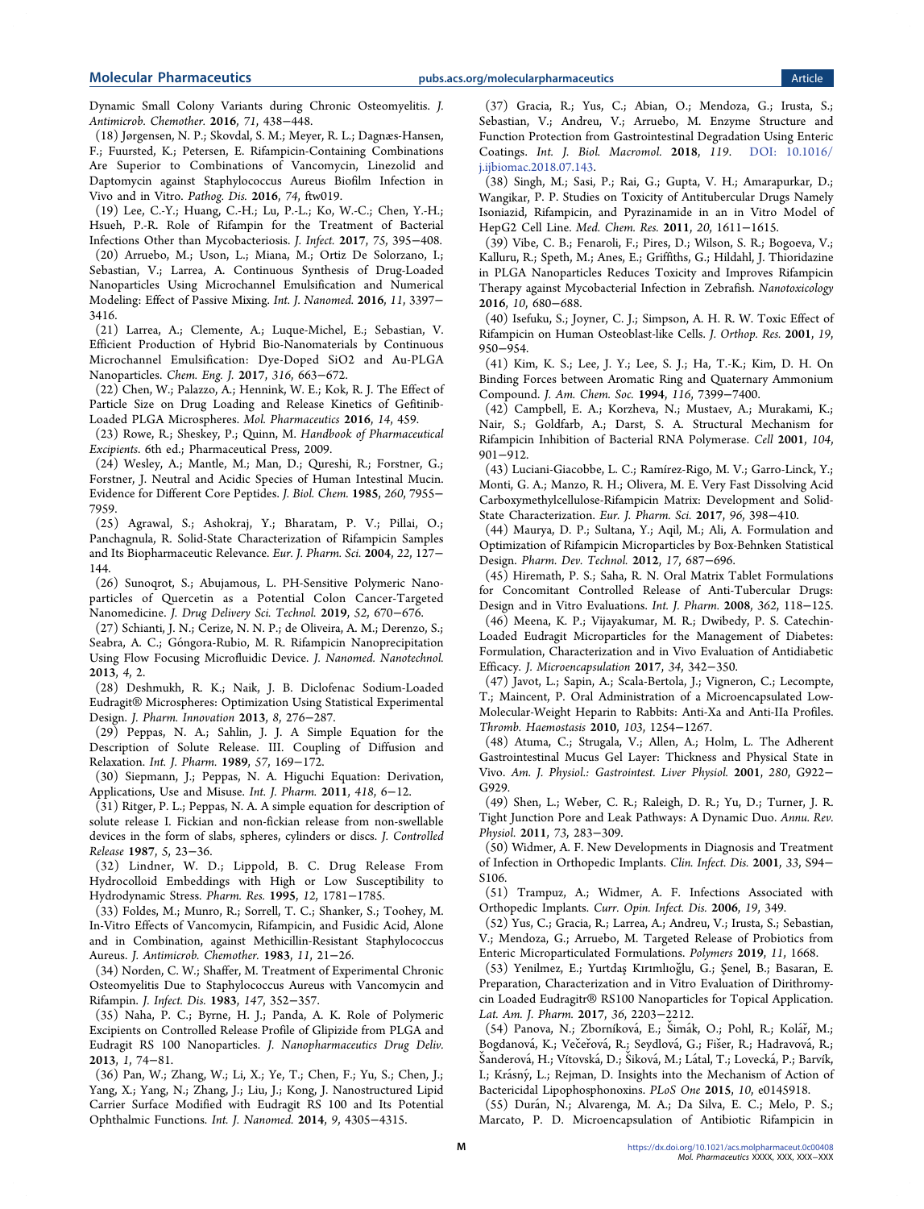Dynamic Small Colony Variants during Chronic Osteomyelitis. *J. Antimicrob. Chemother.* **2016**, *71*, 438−448.

(18) Jørgensen, N. P.; Skovdal, S. M.; Meyer, R. L.; Dagnæs-Hansen, F.; Fuursted, K.; Petersen, E. Rifampicin-Containing Combinations Are Superior to Combinations of Vancomycin, Linezolid and Daptomycin against Staphylococcus Aureus Biofilm Infection in Vivo and in Vitro. *Pathog. Dis.* **2016**, *74*, ftw019.

(19) Lee, C.-Y.; Huang, C.-H.; Lu, P.-L.; Ko, W.-C.; Chen, Y.-H.; Hsueh, P.-R. Role of Rifampin for the Treatment of Bacterial Infections Other than Mycobacteriosis. *J. Infect.* **2017**, *75*, 395−408.

(20) Arruebo, M.; Uson, L.; Miana, M.; Ortiz De Solorzano, I.; Sebastian, V.; Larrea, A. Continuous Synthesis of Drug-Loaded Nanoparticles Using Microchannel Emulsification and Numerical Modeling: Effect of Passive Mixing. *Int. J. Nanomed.* **2016**, *11*, 3397−3416.

(21) Larrea, A.; Clemente, A.; Luque-Michel, E.; Sebastian, V. Efficient Production of Hybrid Bio-Nanomaterials by Continuous Microchannel Emulsification: Dye-Doped SiO2 and Au-PLGA Nanoparticles. *Chem. Eng. J.* **2017**, *316*, 663−672.

(22) Chen, W.; Palazzo, A.; Hennink, W. E.; Kok, R. J. The Effect of Particle Size on Drug Loading and Release Kinetics of Gefitinib-Loaded PLGA Microspheres. *Mol. Pharmaceutics* **2016**, *14*, 459.

(23) Rowe, R.; Sheskey, P.; Quinn, M. *Handbook of Pharmaceutical Excipients*. 6th ed.; Pharmaceutical Press, 2009.

(24) Wesley, A.; Mantle, M.; Man, D.; Qureshi, R.; Forstner, G.; Forstner, J. Neutral and Acidic Species of Human Intestinal Mucin. Evidence for Different Core Peptides. *J. Biol. Chem.* **1985**, *260*, 7955−7959.

(25) Agrawal, S.; Ashokraj, Y.; Bharatam, P. V.; Pillai, O.; Panchagnula, R. Solid-State Characterization of Rifampicin Samples and Its Biopharmaceutic Relevance. *Eur. J. Pharm. Sci.* **2004**, *22*, 127−144.

(26) Sunoqrot, S.; Abujamous, L. PH-Sensitive Polymeric Nanoparticles of Quercetin as a Potential Colon Cancer-Targeted Nanomedicine. *J. Drug Delivery Sci. Technol.* **2019**, *52*, 670−676.

(27) Schianti, J. N.; Cerize, N. N. P.; de Oliveira, A. M.; Derenzo, S.; Seabra, A. C.; Góngora-Rubio, M. R. Rifampicin Nanoprecipitation Using Flow Focusing Microfluidic Device. *J. Nanomed. Nanotechnol.* **2013**, *4*, 2.

(28) Deshmukh, R. K.; Naik, J. B. Diclofenac Sodium-Loaded Eudragit® Microspheres: Optimization Using Statistical Experimental Design. *J. Pharm. Innovation* **2013**, *8*, 276−287.

(29) Peppas, N. A.; Sahlin, J. J. A Simple Equation for the Description of Solute Release. III. Coupling of Diffusion and Relaxation. *Int. J. Pharm.* **1989**, *57*, 169−172.

(30) Siepmann, J.; Peppas, N. A. Higuchi Equation: Derivation, Applications, Use and Misuse. *Int. J. Pharm.* **2011**, *418*, 6−12.

(31) Ritger, P. L.; Peppas, N. A. A simple equation for description of solute release I. Fickian and non-fickian release from non-swellable devices in the form of slabs, spheres, cylinders or discs. *J. Controlled Release* **1987**, *5*, 23−36.

(32) Lindner, W. D.; Lippold, B. C. Drug Release From Hydrocolloid Embeddings with High or Low Susceptibility to Hydrodynamic Stress. *Pharm. Res.* **1995**, *12*, 1781−1785.

(33) Foldes, M.; Munro, R.; Sorrell, T. C.; Shanker, S.; Toohey, M. In-Vitro Effects of Vancomycin, Rifampicin, and Fusidic Acid, Alone and in Combination, against Methicillin-Resistant Staphylococcus Aureus. *J. Antimicrob. Chemother.* **1983**, *11*, 21−26.

(34) Norden, C. W.; Shaffer, M. Treatment of Experimental Chronic Osteomyelitis Due to Staphylococcus Aureus with Vancomycin and Rifampin. *J. Infect. Dis.* **1983**, *147*, 352−357.

(35) Naha, P. C.; Byrne, H. J.; Panda, A. K. Role of Polymeric Excipients on Controlled Release Profile of Glipizide from PLGA and Eudragit RS 100 Nanoparticles. *J. Nanopharmaceutics Drug Deliv.* **2013**, *1*, 74−81.

(36) Pan, W.; Zhang, W.; Li, X.; Ye, T.; Chen, F.; Yu, S.; Chen, J.; Yang, X.; Yang, N.; Zhang, J.; Liu, J.; Kong, J. Nanostructured Lipid Carrier Surface Modified with Eudragit RS 100 and Its Potential Ophthalmic Functions. *Int. J. Nanomed.* **2014**, *9*, 4305−4315.

(37) Gracia, R.; Yus, C.; Abian, O.; Mendoza, G.; Irusta, S.; Sebastian, V.; Andreu, V.; Arruebo, M. Enzyme Structure and Function Protection from Gastrointestinal Degradation Using Enteric Coatings. *Int. J. Biol. Macromol.* **2018**, *119*. DOI: 10.1016/j.ijbiomac.2018.07.143.

(38) Singh, M.; Sasi, P.; Rai, G.; Gupta, V. H.; Amarapurkar, D.; Wangikar, P. P. Studies on Toxicity of Antitubercular Drugs Namely Isoniazid, Rifampicin, and Pyrazinamide in an in Vitro Model of HepG2 Cell Line. *Med. Chem. Res.* **2011**, *20*, 1611−1615.

(39) Vibe, C. B.; Fenaroli, F.; Pires, D.; Wilson, S. R.; Bogoeva, V.; Kalluru, R.; Speth, M.; Anes, E.; Griffiths, G.; Hildahl, J. Thioridazine in PLGA Nanoparticles Reduces Toxicity and Improves Rifampicin Therapy against Mycobacterial Infection in Zebrafish. *Nanotoxicology* **2016**, *10*, 680−688.

(40) Isefuku, S.; Joyner, C. J.; Simpson, A. H. R. W. Toxic Effect of Rifampicin on Human Osteoblast-like Cells. *J. Orthop. Res.* **2001**, *19*, 950−954.

(41) Kim, K. S.; Lee, J. Y.; Lee, S. J.; Ha, T.-K.; Kim, D. H. On Binding Forces between Aromatic Ring and Quaternary Ammonium Compound. *J. Am. Chem. Soc.* **1994**, *116*, 7399−7400.

(42) Campbell, E. A.; Korzheva, N.; Mustaev, A.; Murakami, K.; Nair, S.; Goldfarb, A.; Darst, S. A. Structural Mechanism for Rifampicin Inhibition of Bacterial RNA Polymerase. *Cell* **2001**, *104*, 901−912.

(43) Luciani-Giacobbe, L. C.; Ramírez-Rigo, M. V.; Garro-Linck, Y.; Monti, G. A.; Manzo, R. H.; Olivera, M. E. Very Fast Dissolving Acid Carboxymethylcellulose-Rifampicin Matrix: Development and Solid-State Characterization. *Eur. J. Pharm. Sci.* **2017**, *96*, 398−410.

(44) Maurya, D. P.; Sultana, Y.; Aqil, M.; Ali, A. Formulation and Optimization of Rifampicin Microparticles by Box-Behnken Statistical Design. *Pharm. Dev. Technol.* **2012**, *17*, 687−696.

(45) Hiremath, P. S.; Saha, R. N. Oral Matrix Tablet Formulations for Concomitant Controlled Release of Anti-Tubercular Drugs: Design and in Vitro Evaluations. *Int. J. Pharm.* **2008**, *362*, 118−125.

(46) Meena, K. P.; Vijayakumar, M. R.; Dwibedy, P. S. Catechin-Loaded Eudragit Microparticles for the Management of Diabetes: Formulation, Characterization and in Vivo Evaluation of Antidiabetic Efficacy. *J. Microencapsulation* **2017**, *34*, 342−350.

(47) Javot, L.; Sapin, A.; Scala-Bertola, J.; Vigneron, C.; Lecompte, T.; Maincent, P. Oral Administration of a Microencapsulated Low-Molecular-Weight Heparin to Rabbits: Anti-Xa and Anti-IIa Profiles. *Thromb. Haemostasis* **2010**, *103*, 1254−1267.

(48) Atuma, C.; Strugala, V.; Allen, A.; Holm, L. The Adherent Gastrointestinal Mucus Gel Layer: Thickness and Physical State in Vivo. *Am. J. Physiol.: Gastrointest. Liver Physiol.* **2001**, *280*, G922−G929.

(49) Shen, L.; Weber, C. R.; Raleigh, D. R.; Yu, D.; Turner, J. R. Tight Junction Pore and Leak Pathways: A Dynamic Duo. *Annu. Rev. Physiol.* **2011**, *73*, 283−309.

(50) Widmer, A. F. New Developments in Diagnosis and Treatment of Infection in Orthopedic Implants. *Clin. Infect. Dis.* **2001**, *33*, S94−S106.

(51) Trampuz, A.; Widmer, A. F. Infections Associated with Orthopedic Implants. *Curr. Opin. Infect. Dis.* **2006**, *19*, 349.

(52) Yus, C.; Gracia, R.; Larrea, A.; Andreu, V.; Irusta, S.; Sebastian, V.; Mendoza, G.; Arruebo, M. Targeted Release of Probiotics from Enteric Microparticulated Formulations. *Polymers* **2019**, *11*, 1668.

(53) Yenilmez, E.; Yurtdaş Kırımlıoğlu, G.; Şenel, B.; Basaran, E. Preparation, Characterization and in Vitro Evaluation of Dirithromycin Loaded Eudragit® RS100 Nanoparticles for Topical Application. *Lat. Am. J. Pharm.* **2017**, *36*, 2203−2212.

(54) Panova, N.; Zborníková, E.; Šimák, O.; Pohl, R.; Kolář, M.; Bogdanová, K.; Večeřová, R.; Seydlová, G.; Fišer, R.; Hadravová, R.; Šanderová, H.; Vítovská, D.; Šiková, M.; Látal, T.; Lovecká, P.; Barvík, I.; Krásný, L.; Rejman, D. Insights into the Mechanism of Action of Bactericidal Lipophosphonoxins. *PLoS One* **2015**, *10*, e0145918.

(55) Durán, N.; Alvarenga, M. A.; Da Silva, E. C.; Melo, P. S.; Marcato, P. D. Microencapsulation of Antibiotic Rifampicin in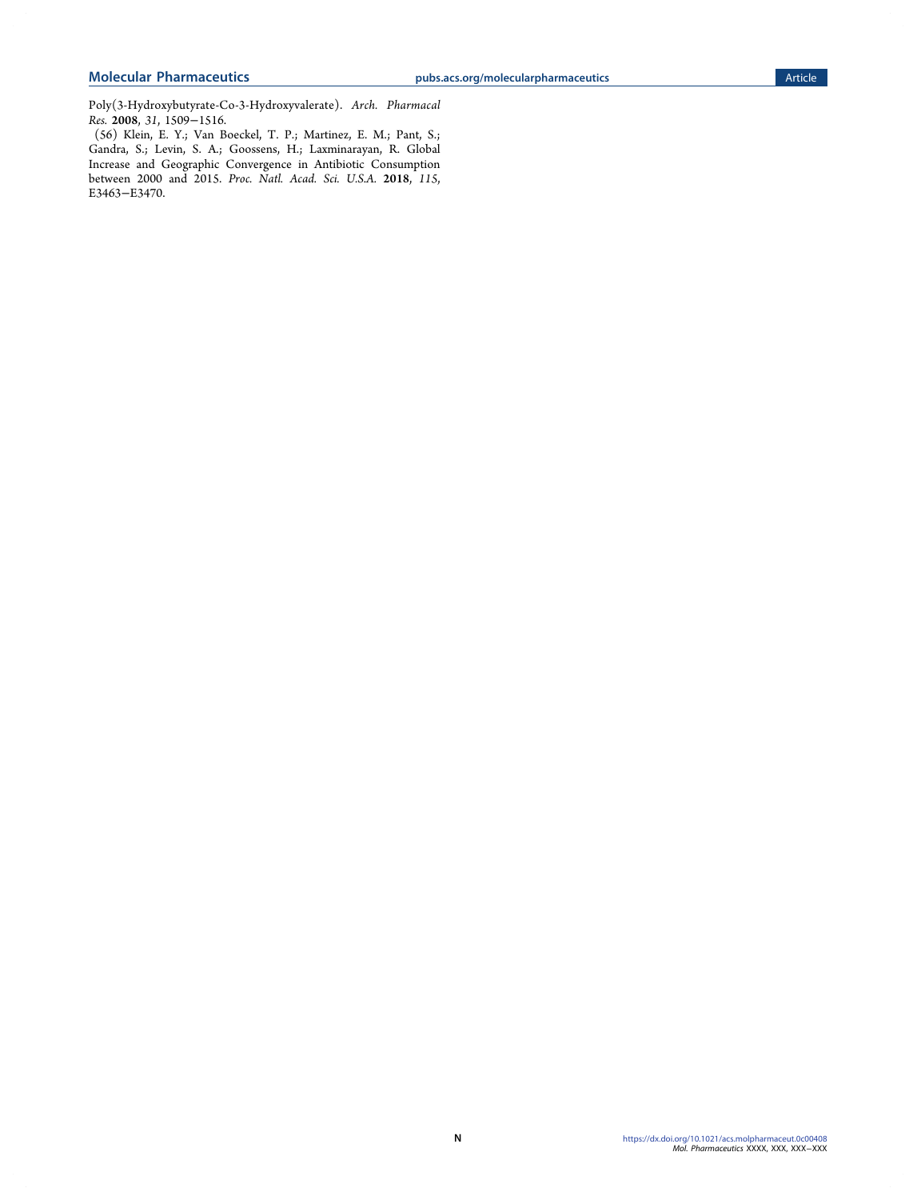Poly(3-Hydroxybutyrate-Co-3-Hydroxyvalerate). *Arch. Pharmacal Res.* **2008**, *31*, 1509−1516.

(56) Klein, E. Y.; Van Boeckel, T. P.; Martinez, E. M.; Pant, S.; Gandra, S.; Levin, S. A.; Goossens, H.; Laxminarayan, R. Global Increase and Geographic Convergence in Antibiotic Consumption between 2000 and 2015. *Proc. Natl. Acad. Sci. U.S.A.* **2018**, *115*, E3463−E3470.